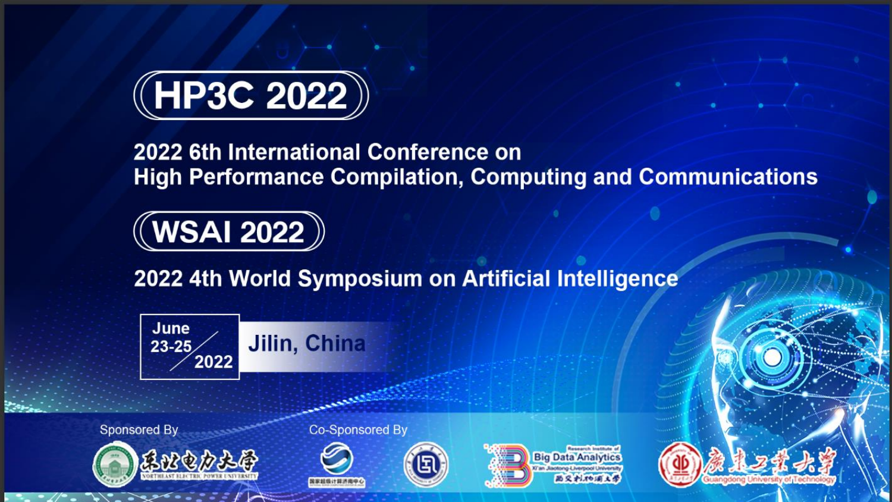# HP3C 2022

## 2022 6th International Conference on High Performance Compilation, Computing and Communications

# WSAI 2022

## 2022 4th World Symposium on Artificial Intelligence

June 23-25 2022

Jilin, China

Sponsored By

东北电力大学
NORTHEAST ELECTRIC POWER UNIVERSITY

Co-Sponsored By

国家超级计算济南中心

Research Institute of Big Data Analytics
Xi'an Jiaotong-Liverpool University
西交利物浦大学

广东工业大学
Guangdong University of Technology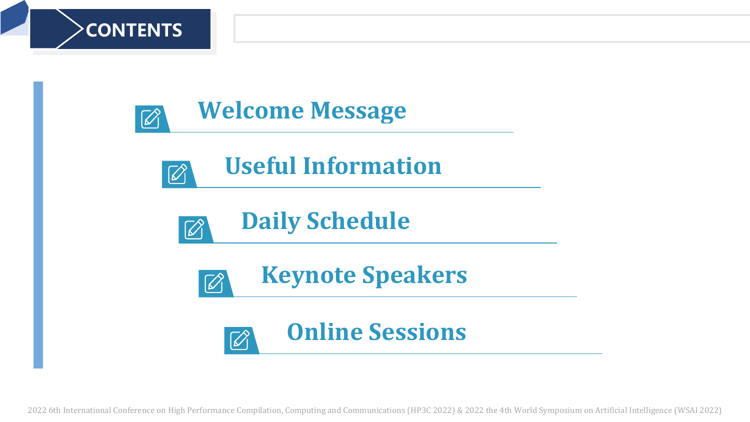# CONTENTS

- Welcome Message
- Useful Information
- Daily Schedule
- Keynote Speakers
- Online Sessions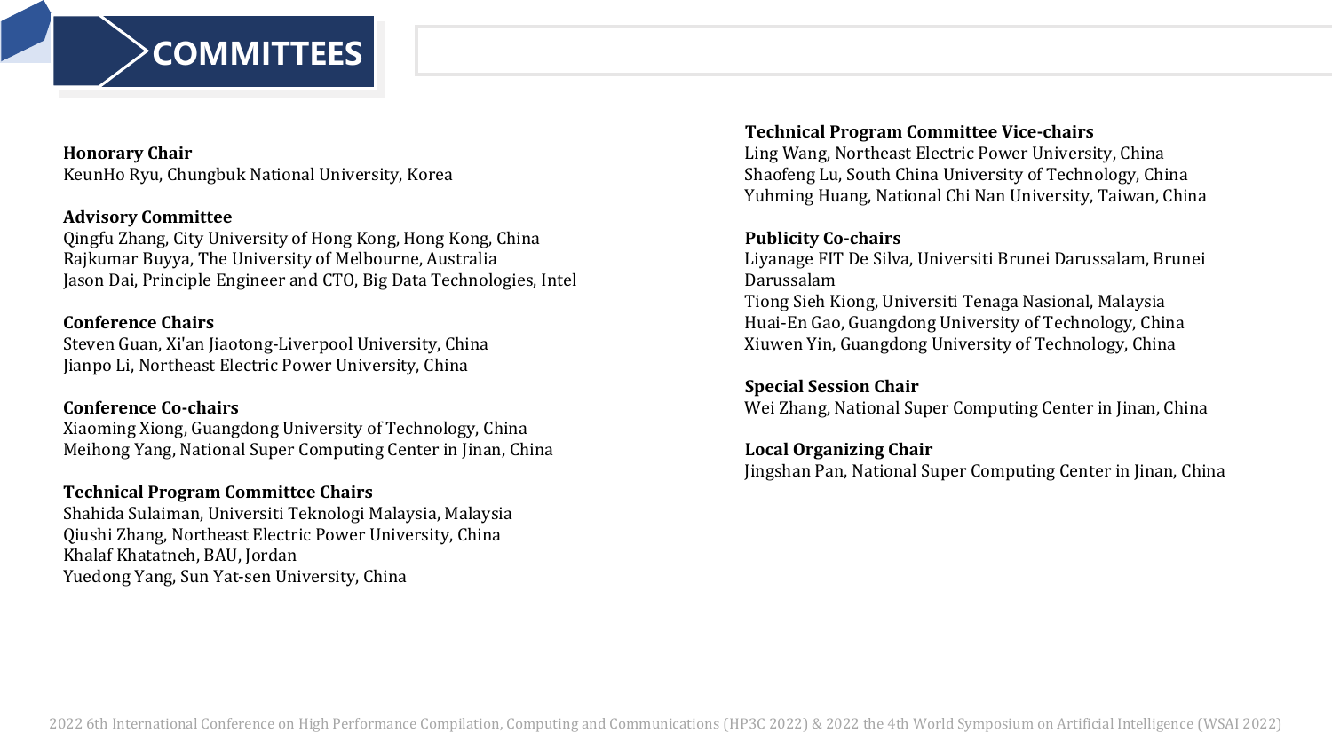# COMMITTEES

**Honorary Chair**
KeunHo Ryu, Chungbuk National University, Korea

**Advisory Committee**
Qingfu Zhang, City University of Hong Kong, Hong Kong, China
Rajkumar Buyya, The University of Melbourne, Australia
Jason Dai, Principle Engineer and CTO, Big Data Technologies, Intel

**Conference Chairs**
Steven Guan, Xi'an Jiaotong-Liverpool University, China
Jianpo Li, Northeast Electric Power University, China

**Conference Co-chairs**
Xiaoming Xiong, Guangdong University of Technology, China
Meihong Yang, National Super Computing Center in Jinan, China

**Technical Program Committee Chairs**
Shahida Sulaiman, Universiti Teknologi Malaysia, Malaysia
Qiushi Zhang, Northeast Electric Power University, China
Khalaf Khatatneh, BAU, Jordan
Yuedong Yang, Sun Yat-sen University, China

**Technical Program Committee Vice-chairs**
Ling Wang, Northeast Electric Power University, China
Shaofeng Lu, South China University of Technology, China
Yuhming Huang, National Chi Nan University, Taiwan, China

**Publicity Co-chairs**
Liyanage FIT De Silva, Universiti Brunei Darussalam, Brunei Darussalam
Tiong Sieh Kiong, Universiti Tenaga Nasional, Malaysia
Huai-En Gao, Guangdong University of Technology, China
Xiuwen Yin, Guangdong University of Technology, China

**Special Session Chair**
Wei Zhang, National Super Computing Center in Jinan, China

**Local Organizing Chair**
Jingshan Pan, National Super Computing Center in Jinan, China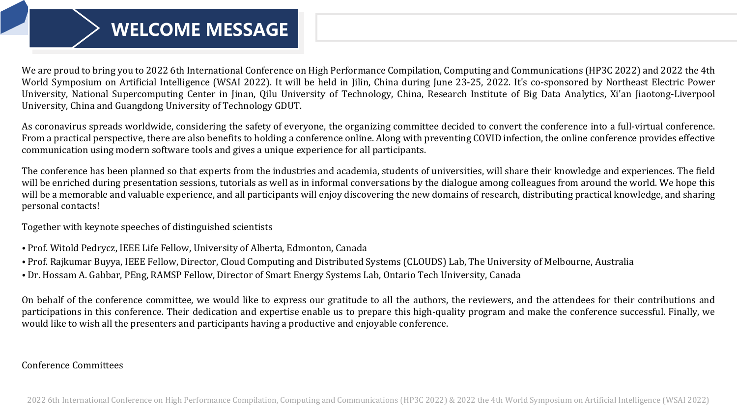# WELCOME MESSAGE

We are proud to bring you to 2022 6th International Conference on High Performance Compilation, Computing and Communications (HP3C 2022) and 2022 the 4th World Symposium on Artificial Intelligence (WSAI 2022). It will be held in Jilin, China during June 23-25, 2022. It's co-sponsored by Northeast Electric Power University, National Supercomputing Center in Jinan, Qilu University of Technology, China, Research Institute of Big Data Analytics, Xi'an Jiaotong-Liverpool University, China and Guangdong University of Technology GDUT.

As coronavirus spreads worldwide, considering the safety of everyone, the organizing committee decided to convert the conference into a full-virtual conference. From a practical perspective, there are also benefits to holding a conference online. Along with preventing COVID infection, the online conference provides effective communication using modern software tools and gives a unique experience for all participants.

The conference has been planned so that experts from the industries and academia, students of universities, will share their knowledge and experiences. The field will be enriched during presentation sessions, tutorials as well as in informal conversations by the dialogue among colleagues from around the world. We hope this will be a memorable and valuable experience, and all participants will enjoy discovering the new domains of research, distributing practical knowledge, and sharing personal contacts!

Together with keynote speeches of distinguished scientists

- Prof. Witold Pedrycz, IEEE Life Fellow, University of Alberta, Edmonton, Canada
- Prof. Rajkumar Buyya, IEEE Fellow, Director, Cloud Computing and Distributed Systems (CLOUDS) Lab, The University of Melbourne, Australia
- Dr. Hossam A. Gabbar, PEng, RAMSP Fellow, Director of Smart Energy Systems Lab, Ontario Tech University, Canada

On behalf of the conference committee, we would like to express our gratitude to all the authors, the reviewers, and the attendees for their contributions and participations in this conference. Their dedication and expertise enable us to prepare this high-quality program and make the conference successful. Finally, we would like to wish all the presenters and participants having a productive and enjoyable conference.

Conference Committees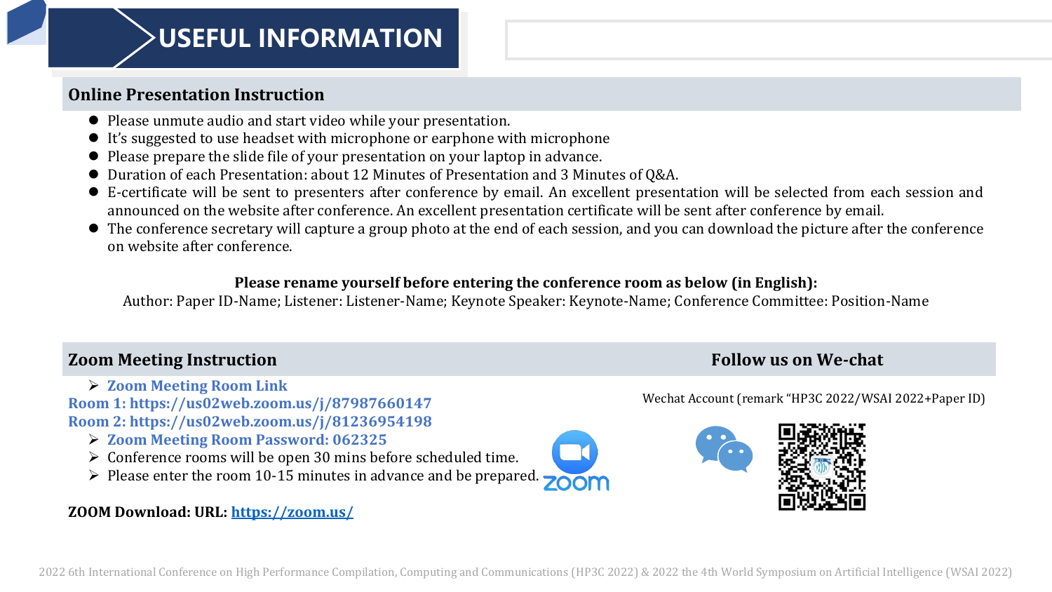# USEFUL INFORMATION

## Online Presentation Instruction

- Please unmute audio and start video while your presentation.
- It's suggested to use headset with microphone or earphone with microphone
- Please prepare the slide file of your presentation on your laptop in advance.
- Duration of each Presentation: about 12 Minutes of Presentation and 3 Minutes of Q&A.
- E-certificate will be sent to presenters after conference by email. An excellent presentation will be selected from each session and announced on the website after conference. An excellent presentation certificate will be sent after conference by email.
- The conference secretary will capture a group photo at the end of each session, and you can download the picture after the conference on website after conference.

**Please rename yourself before entering the conference room as below (in English):**

Author: Paper ID-Name; Listener: Listener-Name; Keynote Speaker: Keynote-Name; Conference Committee: Position-Name

## Zoom Meeting Instruction

- **Zoom Meeting Room Link**

**Room 1: https://us02web.zoom.us/j/87987660147**
**Room 2: https://us02web.zoom.us/j/81236954198**

- **Zoom Meeting Room Password: 062325**
- Conference rooms will be open 30 mins before scheduled time.
- Please enter the room 10-15 minutes in advance and be prepared.

**ZOOM Download: URL: [https://zoom.us/](https://zoom.us/)**

## Follow us on We-chat

Wechat Account (remark "HP3C 2022/WSAI 2022+Paper ID)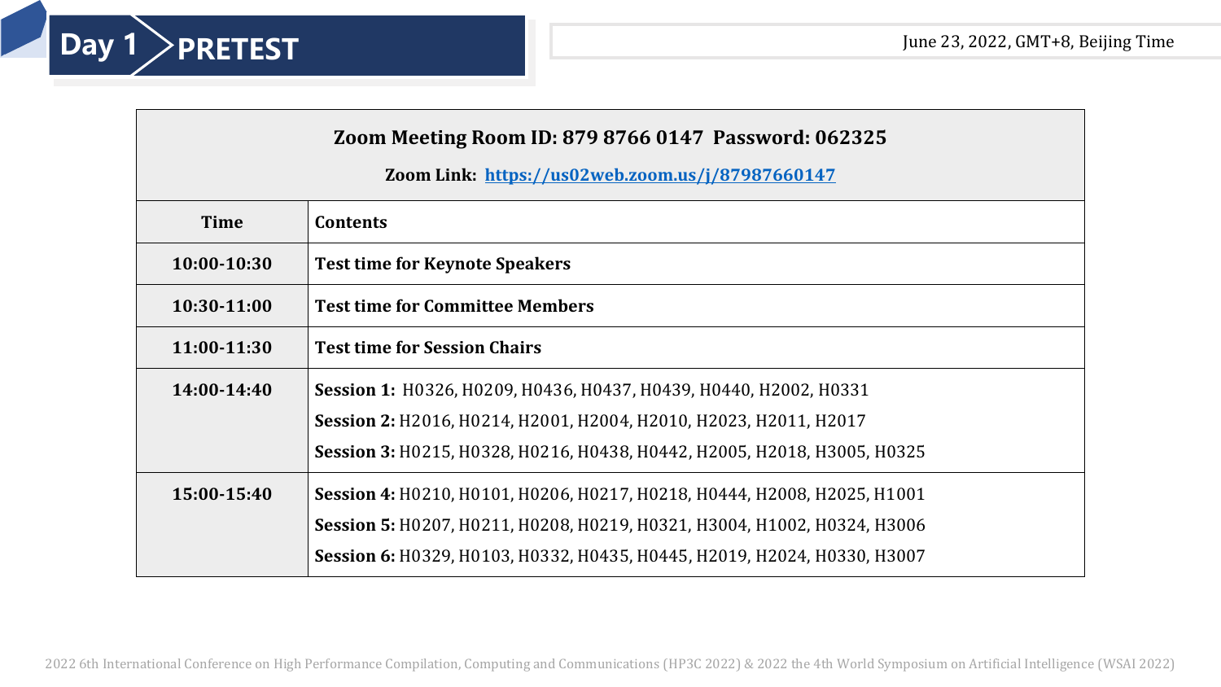# Day 1 PRETEST

June 23, 2022, GMT+8, Beijing Time

**Zoom Meeting Room ID: 879 8766 0147 Password: 062325**

**Zoom Link: [https://us02web.zoom.us/j/87987660147](https://us02web.zoom.us/j/87987660147)**

| Time | Contents |
| --- | --- |
| **10:00-10:30** | **Test time for Keynote Speakers** |
| **10:30-11:00** | **Test time for Committee Members** |
| **11:00-11:30** | **Test time for Session Chairs** |
| **14:00-14:40** | **Session 1:** H0326, H0209, H0436, H0437, H0439, H0440, H2002, H0331<br>**Session 2:** H2016, H0214, H2001, H2004, H2010, H2023, H2011, H2017<br>**Session 3:** H0215, H0328, H0216, H0438, H0442, H2005, H2018, H3005, H0325 |
| **15:00-15:40** | **Session 4:** H0210, H0101, H0206, H0217, H0218, H0444, H2008, H2025, H1001<br>**Session 5:** H0207, H0211, H0208, H0219, H0321, H3004, H1002, H0324, H3006<br>**Session 6:** H0329, H0103, H0332, H0435, H0445, H2019, H2024, H0330, H3007 |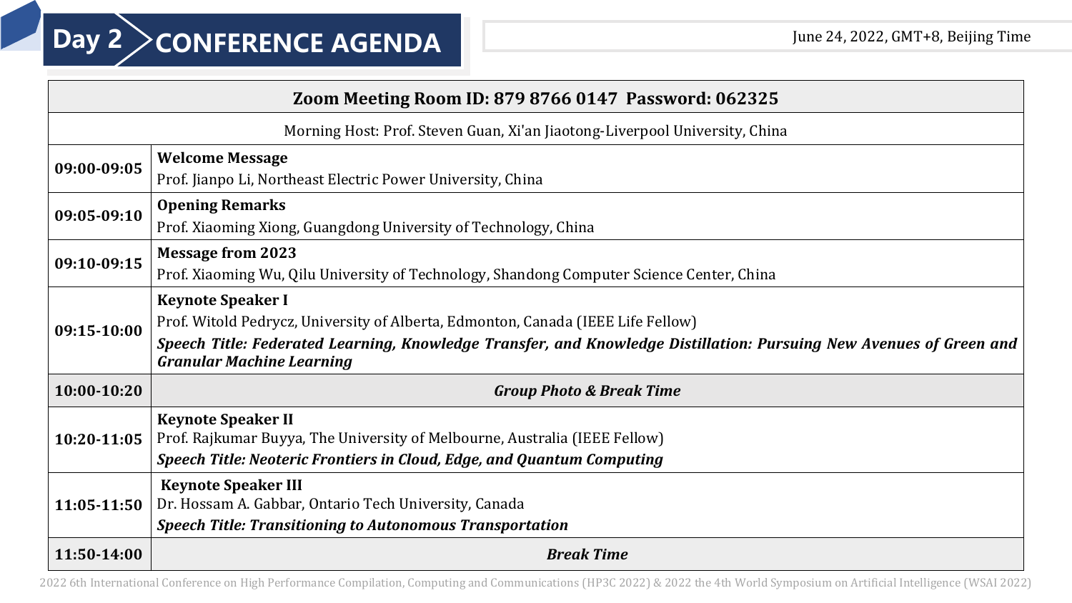# Day 2 CONFERENCE AGENDA

June 24, 2022, GMT+8, Beijing Time

| Zoom Meeting Room ID: 879 8766 0147 Password: 062325 | |
|---|---|
| Morning Host: Prof. Steven Guan, Xi'an Jiaotong-Liverpool University, China | |
| **09:00-09:05** | **Welcome Message**<br>Prof. Jianpo Li, Northeast Electric Power University, China |
| **09:05-09:10** | **Opening Remarks**<br>Prof. Xiaoming Xiong, Guangdong University of Technology, China |
| **09:10-09:15** | **Message from 2023**<br>Prof. Xiaoming Wu, Qilu University of Technology, Shandong Computer Science Center, China |
| **09:15-10:00** | **Keynote Speaker I**<br>Prof. Witold Pedrycz, University of Alberta, Edmonton, Canada (IEEE Life Fellow)<br>***Speech Title: Federated Learning, Knowledge Transfer, and Knowledge Distillation: Pursuing New Avenues of Green and Granular Machine Learning*** |
| **10:00-10:20** | ***Group Photo & Break Time*** |
| **10:20-11:05** | **Keynote Speaker II**<br>Prof. Rajkumar Buyya, The University of Melbourne, Australia (IEEE Fellow)<br>***Speech Title: Neoteric Frontiers in Cloud, Edge, and Quantum Computing*** |
| **11:05-11:50** | **Keynote Speaker III**<br>Dr. Hossam A. Gabbar, Ontario Tech University, Canada<br>***Speech Title: Transitioning to Autonomous Transportation*** |
| **11:50-14:00** | ***Break Time*** |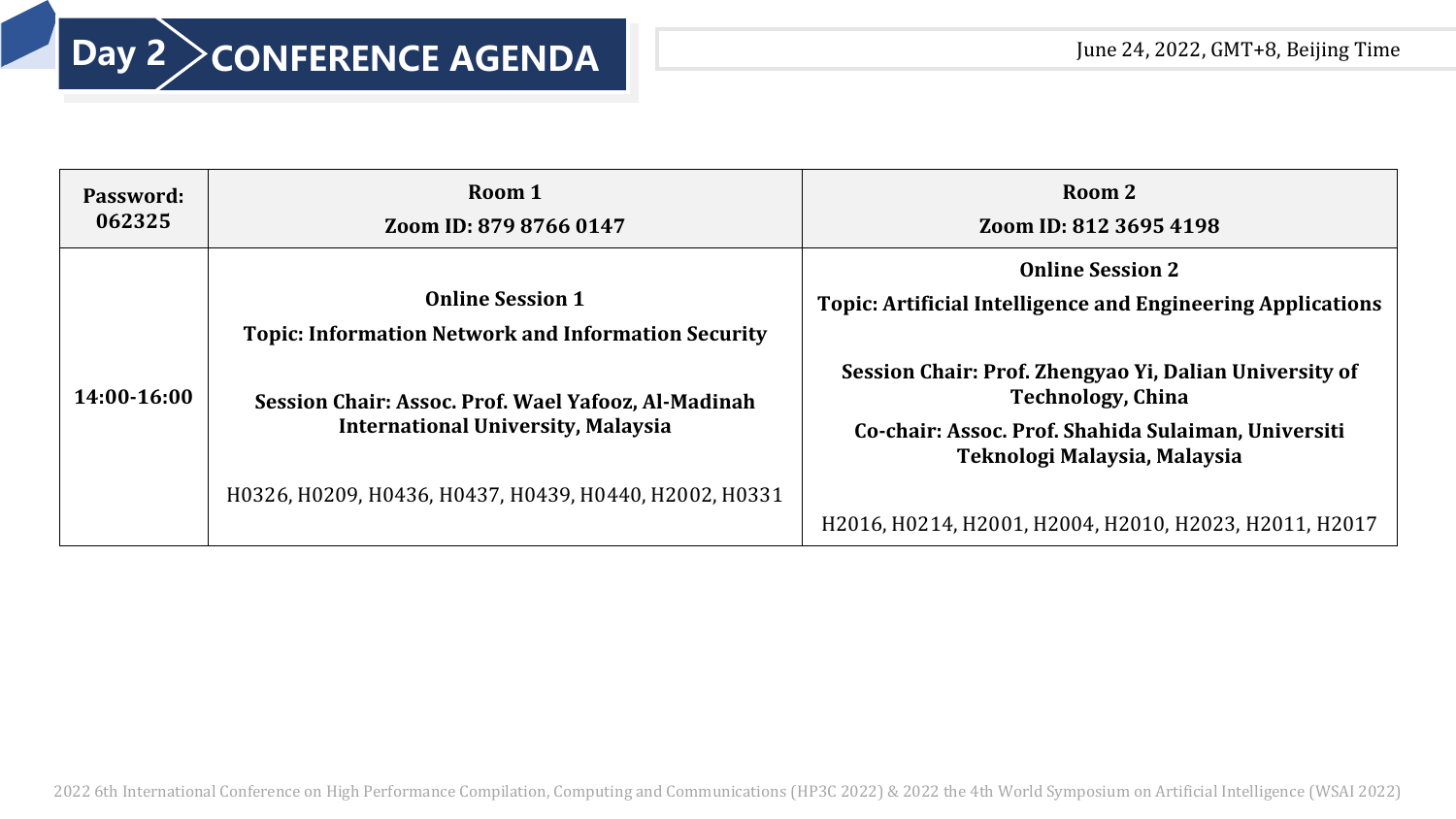# Day 2 CONFERENCE AGENDA

June 24, 2022, GMT+8, Beijing Time

| Password: 062325 | Room 1<br>Zoom ID: 879 8766 0147 | Room 2<br>Zoom ID: 812 3695 4198 |
|---|---|---|
| 14:00-16:00 | **Online Session 1**<br>**Topic: Information Network and Information Security**<br><br>**Session Chair: Assoc. Prof. Wael Yafooz, Al-Madinah International University, Malaysia**<br><br>H0326, H0209, H0436, H0437, H0439, H0440, H2002, H0331 | **Online Session 2**<br>**Topic: Artificial Intelligence and Engineering Applications**<br><br>**Session Chair: Prof. Zhengyao Yi, Dalian University of Technology, China**<br>**Co-chair: Assoc. Prof. Shahida Sulaiman, Universiti Teknologi Malaysia, Malaysia**<br><br>H2016, H0214, H2001, H2004, H2010, H2023, H2011, H2017 |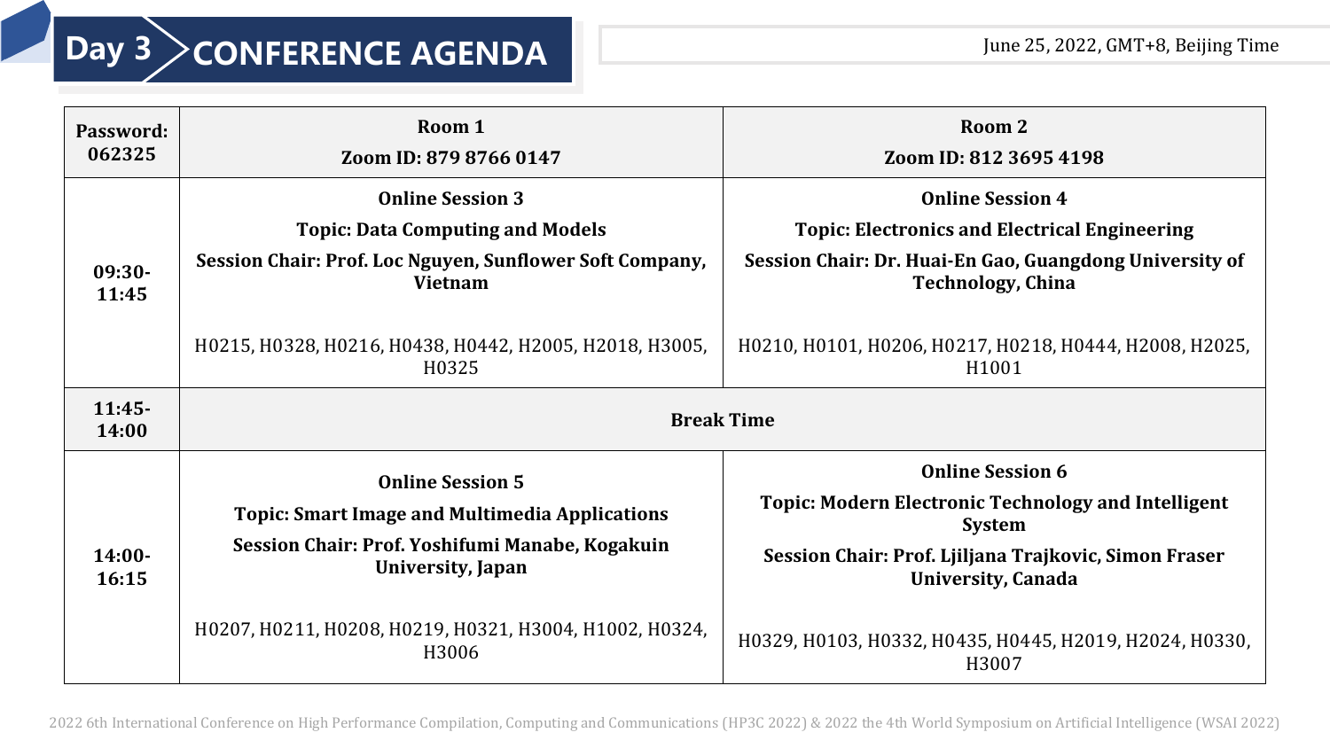# Day 3 CONFERENCE AGENDA

June 25, 2022, GMT+8, Beijing Time

| Password: 062325 | Room 1<br>Zoom ID: 879 8766 0147 | Room 2<br>Zoom ID: 812 3695 4198 |
|---|---|---|
| 09:30-11:45 | **Online Session 3**<br>**Topic: Data Computing and Models**<br>**Session Chair: Prof. Loc Nguyen, Sunflower Soft Company, Vietnam**<br><br>H0215, H0328, H0216, H0438, H0442, H2005, H2018, H3005, H0325 | **Online Session 4**<br>**Topic: Electronics and Electrical Engineering**<br>**Session Chair: Dr. Huai-En Gao, Guangdong University of Technology, China**<br><br>H0210, H0101, H0206, H0217, H0218, H0444, H2008, H2025, H1001 |
| 11:45-14:00 | **Break Time** | |
| 14:00-16:15 | **Online Session 5**<br>**Topic: Smart Image and Multimedia Applications**<br>**Session Chair: Prof. Yoshifumi Manabe, Kogakuin University, Japan**<br><br>H0207, H0211, H0208, H0219, H0321, H3004, H1002, H0324, H3006 | **Online Session 6**<br>**Topic: Modern Electronic Technology and Intelligent System**<br>**Session Chair: Prof. Ljiljana Trajkovic, Simon Fraser University, Canada**<br><br>H0329, H0103, H0332, H0435, H0445, H2019, H2024, H0330, H3007 |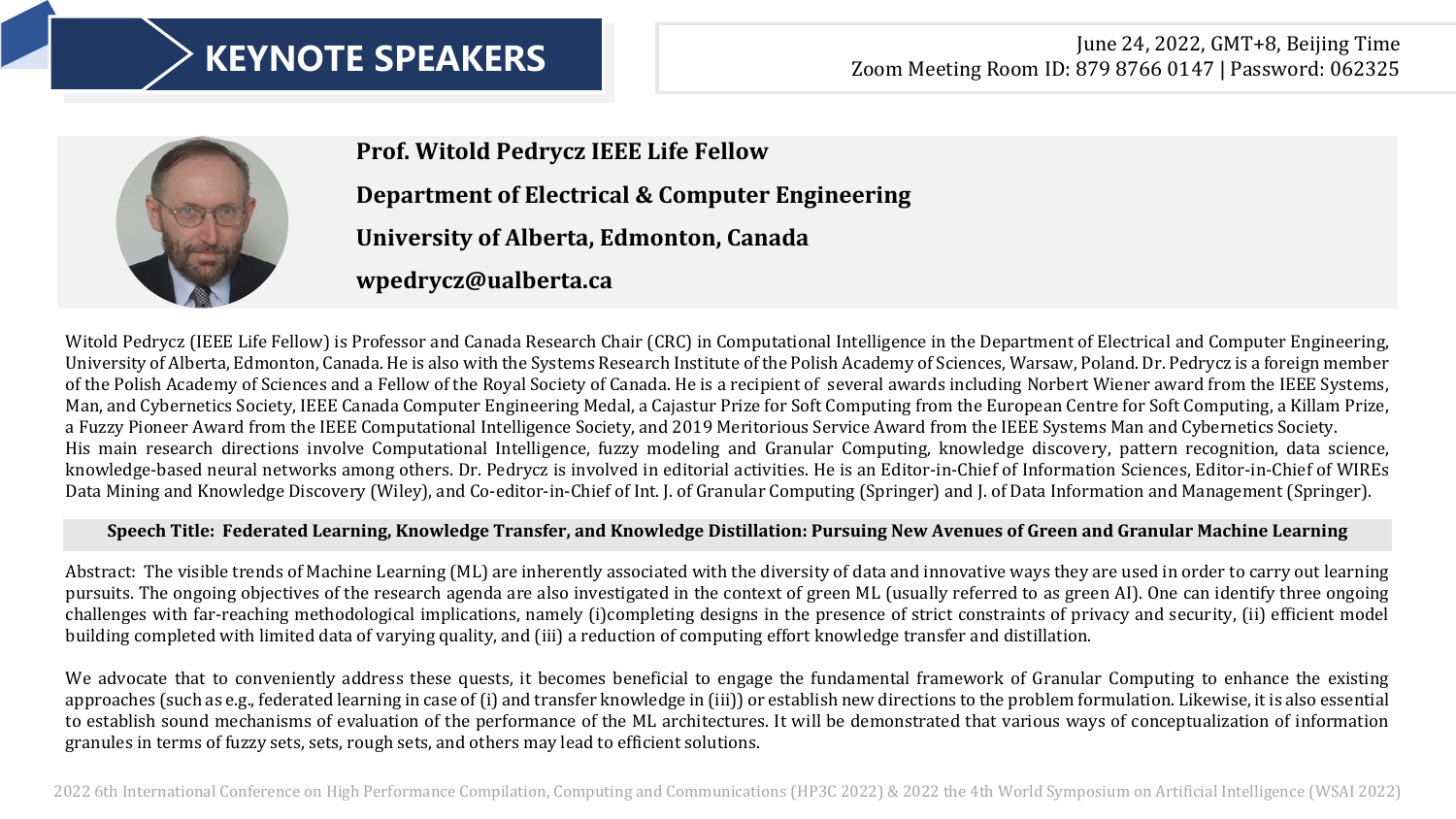# KEYNOTE SPEAKERS

June 24, 2022, GMT+8, Beijing Time
Zoom Meeting Room ID: 879 8766 0147 | Password: 062325

**Prof. Witold Pedrycz IEEE Life Fellow**

**Department of Electrical & Computer Engineering**

**University of Alberta, Edmonton, Canada**

**wpedrycz@ualberta.ca**

Witold Pedrycz (IEEE Life Fellow) is Professor and Canada Research Chair (CRC) in Computational Intelligence in the Department of Electrical and Computer Engineering, University of Alberta, Edmonton, Canada. He is also with the Systems Research Institute of the Polish Academy of Sciences, Warsaw, Poland. Dr. Pedrycz is a foreign member of the Polish Academy of Sciences and a Fellow of the Royal Society of Canada. He is a recipient of several awards including Norbert Wiener award from the IEEE Systems, Man, and Cybernetics Society, IEEE Canada Computer Engineering Medal, a Cajastur Prize for Soft Computing from the European Centre for Soft Computing, a Killam Prize, a Fuzzy Pioneer Award from the IEEE Computational Intelligence Society, and 2019 Meritorious Service Award from the IEEE Systems Man and Cybernetics Society.
His main research directions involve Computational Intelligence, fuzzy modeling and Granular Computing, knowledge discovery, pattern recognition, data science, knowledge-based neural networks among others. Dr. Pedrycz is involved in editorial activities. He is an Editor-in-Chief of Information Sciences, Editor-in-Chief of WIREs Data Mining and Knowledge Discovery (Wiley), and Co-editor-in-Chief of Int. J. of Granular Computing (Springer) and J. of Data Information and Management (Springer).

**Speech Title: Federated Learning, Knowledge Transfer, and Knowledge Distillation: Pursuing New Avenues of Green and Granular Machine Learning**

Abstract: The visible trends of Machine Learning (ML) are inherently associated with the diversity of data and innovative ways they are used in order to carry out learning pursuits. The ongoing objectives of the research agenda are also investigated in the context of green ML (usually referred to as green AI). One can identify three ongoing challenges with far-reaching methodological implications, namely (i)completing designs in the presence of strict constraints of privacy and security, (ii) efficient model building completed with limited data of varying quality, and (iii) a reduction of computing effort knowledge transfer and distillation.

We advocate that to conveniently address these quests, it becomes beneficial to engage the fundamental framework of Granular Computing to enhance the existing approaches (such as e.g., federated learning in case of (i) and transfer knowledge in (iii)) or establish new directions to the problem formulation. Likewise, it is also essential to establish sound mechanisms of evaluation of the performance of the ML architectures. It will be demonstrated that various ways of conceptualization of information granules in terms of fuzzy sets, sets, rough sets, and others may lead to efficient solutions.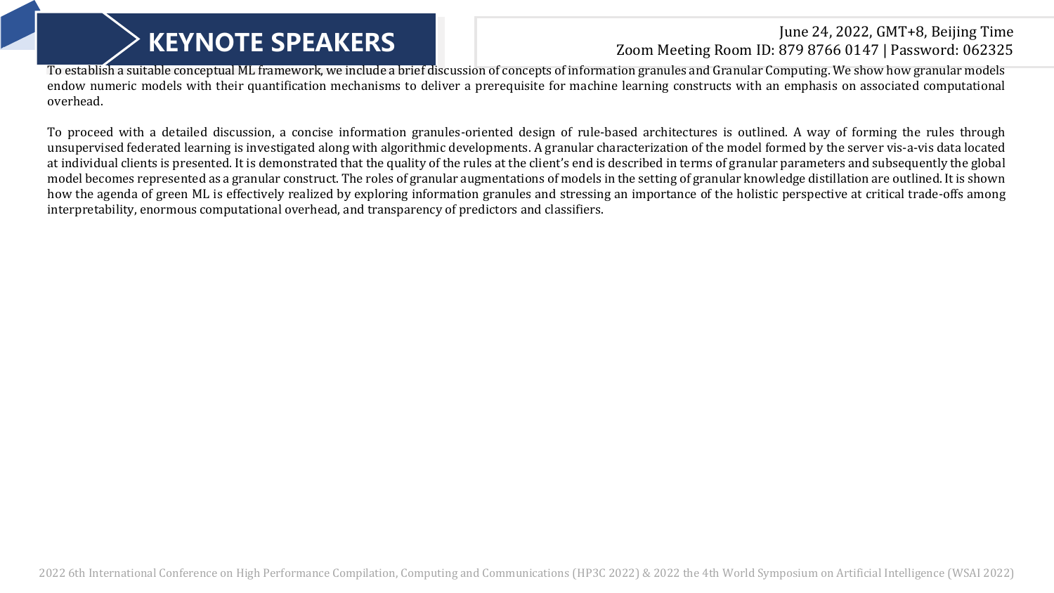# KEYNOTE SPEAKERS

June 24, 2022, GMT+8, Beijing Time
Zoom Meeting Room ID: 879 8766 0147 | Password: 062325

To establish a suitable conceptual ML framework, we include a brief discussion of concepts of information granules and Granular Computing. We show how granular models endow numeric models with their quantification mechanisms to deliver a prerequisite for machine learning constructs with an emphasis on associated computational overhead.

To proceed with a detailed discussion, a concise information granules-oriented design of rule-based architectures is outlined. A way of forming the rules through unsupervised federated learning is investigated along with algorithmic developments. A granular characterization of the model formed by the server vis-a-vis data located at individual clients is presented. It is demonstrated that the quality of the rules at the client's end is described in terms of granular parameters and subsequently the global model becomes represented as a granular construct. The roles of granular augmentations of models in the setting of granular knowledge distillation are outlined. It is shown how the agenda of green ML is effectively realized by exploring information granules and stressing an importance of the holistic perspective at critical trade-offs among interpretability, enormous computational overhead, and transparency of predictors and classifiers.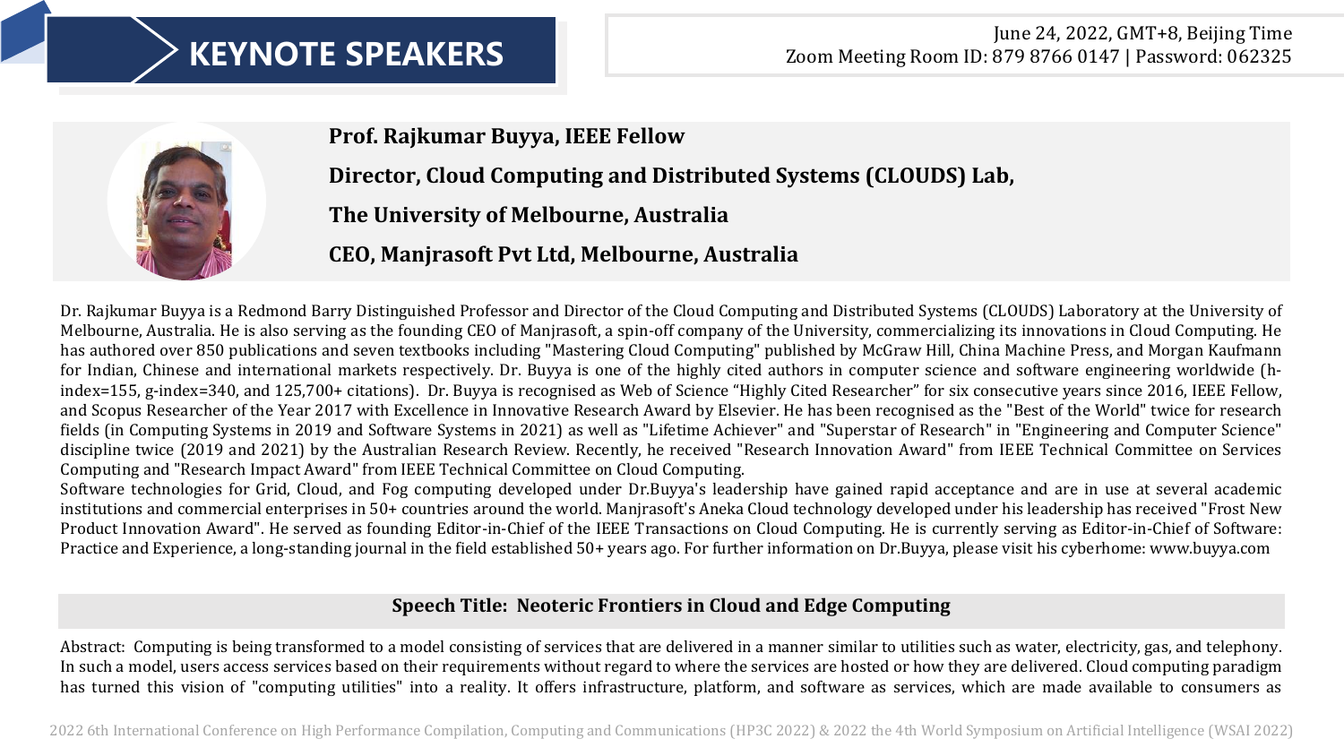# KEYNOTE SPEAKERS

June 24, 2022, GMT+8, Beijing Time
Zoom Meeting Room ID: 879 8766 0147 | Password: 062325

**Prof. Rajkumar Buyya, IEEE Fellow**

**Director, Cloud Computing and Distributed Systems (CLOUDS) Lab,**

**The University of Melbourne, Australia**

**CEO, Manjrasoft Pvt Ltd, Melbourne, Australia**

Dr. Rajkumar Buyya is a Redmond Barry Distinguished Professor and Director of the Cloud Computing and Distributed Systems (CLOUDS) Laboratory at the University of Melbourne, Australia. He is also serving as the founding CEO of Manjrasoft, a spin-off company of the University, commercializing its innovations in Cloud Computing. He has authored over 850 publications and seven textbooks including "Mastering Cloud Computing" published by McGraw Hill, China Machine Press, and Morgan Kaufmann for Indian, Chinese and international markets respectively. Dr. Buyya is one of the highly cited authors in computer science and software engineering worldwide (h-index=155, g-index=340, and 125,700+ citations). Dr. Buyya is recognised as Web of Science "Highly Cited Researcher" for six consecutive years since 2016, IEEE Fellow, and Scopus Researcher of the Year 2017 with Excellence in Innovative Research Award by Elsevier. He has been recognised as the "Best of the World" twice for research fields (in Computing Systems in 2019 and Software Systems in 2021) as well as "Lifetime Achiever" and "Superstar of Research" in "Engineering and Computer Science" discipline twice (2019 and 2021) by the Australian Research Review. Recently, he received "Research Innovation Award" from IEEE Technical Committee on Services Computing and "Research Impact Award" from IEEE Technical Committee on Cloud Computing.

Software technologies for Grid, Cloud, and Fog computing developed under Dr.Buyya's leadership have gained rapid acceptance and are in use at several academic institutions and commercial enterprises in 50+ countries around the world. Manjrasoft's Aneka Cloud technology developed under his leadership has received "Frost New Product Innovation Award". He served as founding Editor-in-Chief of the IEEE Transactions on Cloud Computing. He is currently serving as Editor-in-Chief of Software: Practice and Experience, a long-standing journal in the field established 50+ years ago. For further information on Dr.Buyya, please visit his cyberhome: www.buyya.com

**Speech Title: Neoteric Frontiers in Cloud and Edge Computing**

Abstract: Computing is being transformed to a model consisting of services that are delivered in a manner similar to utilities such as water, electricity, gas, and telephony. In such a model, users access services based on their requirements without regard to where the services are hosted or how they are delivered. Cloud computing paradigm has turned this vision of "computing utilities" into a reality. It offers infrastructure, platform, and software as services, which are made available to consumers as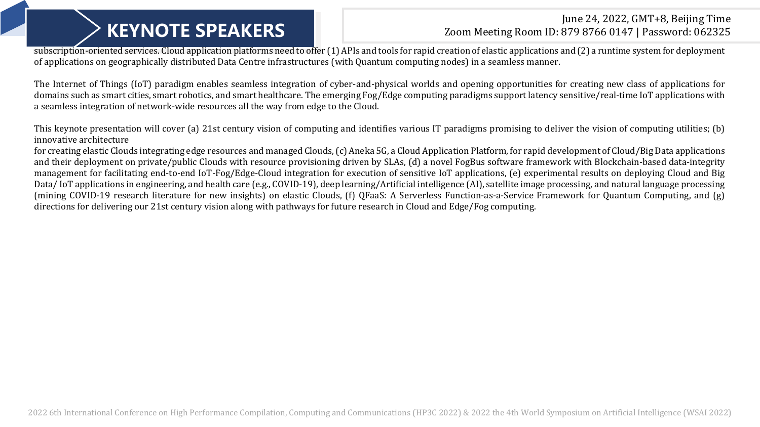subscription-oriented services. Cloud application platforms need to offer (1) APIs and tools for rapid creation of elastic applications and (2) a runtime system for deployment of applications on geographically distributed Data Centre infrastructures (with Quantum computing nodes) in a seamless manner.

The Internet of Things (IoT) paradigm enables seamless integration of cyber-and-physical worlds and opening opportunities for creating new class of applications for domains such as smart cities, smart robotics, and smart healthcare. The emerging Fog/Edge computing paradigms support latency sensitive/real-time IoT applications with a seamless integration of network-wide resources all the way from edge to the Cloud.

This keynote presentation will cover (a) 21st century vision of computing and identifies various IT paradigms promising to deliver the vision of computing utilities; (b) innovative architecture
for creating elastic Clouds integrating edge resources and managed Clouds, (c) Aneka 5G, a Cloud Application Platform, for rapid development of Cloud/Big Data applications and their deployment on private/public Clouds with resource provisioning driven by SLAs, (d) a novel FogBus software framework with Blockchain-based data-integrity management for facilitating end-to-end IoT-Fog/Edge-Cloud integration for execution of sensitive IoT applications, (e) experimental results on deploying Cloud and Big Data/ IoT applications in engineering, and health care (e.g., COVID-19), deep learning/Artificial intelligence (AI), satellite image processing, and natural language processing (mining COVID-19 research literature for new insights) on elastic Clouds, (f) QFaaS: A Serverless Function-as-a-Service Framework for Quantum Computing, and (g) directions for delivering our 21st century vision along with pathways for future research in Cloud and Edge/Fog computing.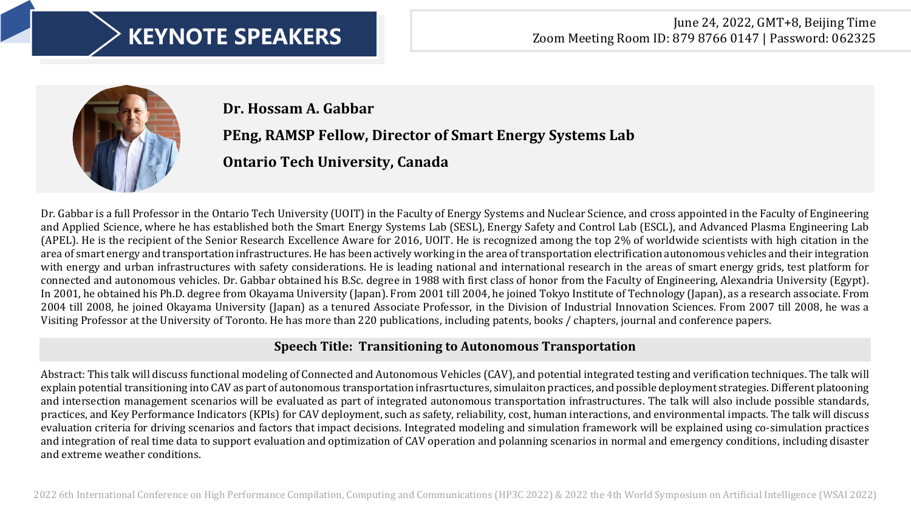# KEYNOTE SPEAKERS

June 24, 2022, GMT+8, Beijing Time
Zoom Meeting Room ID: 879 8766 0147 | Password: 062325

**Dr. Hossam A. Gabbar**

**PEng, RAMSP Fellow, Director of Smart Energy Systems Lab**

**Ontario Tech University, Canada**

Dr. Gabbar is a full Professor in the Ontario Tech University (UOIT) in the Faculty of Energy Systems and Nuclear Science, and cross appointed in the Faculty of Engineering and Applied Science, where he has established both the Smart Energy Systems Lab (SESL), Energy Safety and Control Lab (ESCL), and Advanced Plasma Engineering Lab (APEL). He is the recipient of the Senior Research Excellence Aware for 2016, UOIT. He is recognized among the top 2% of worldwide scientists with high citation in the area of smart energy and transportation infrastructures. He has been actively working in the area of transportation electrification autonomous vehicles and their integration with energy and urban infrastructures with safety considerations. He is leading national and international research in the areas of smart energy grids, test platform for connected and autonomous vehicles. Dr. Gabbar obtained his B.Sc. degree in 1988 with first class of honor from the Faculty of Engineering, Alexandria University (Egypt). In 2001, he obtained his Ph.D. degree from Okayama University (Japan). From 2001 till 2004, he joined Tokyo Institute of Technology (Japan), as a research associate. From 2004 till 2008, he joined Okayama University (Japan) as a tenured Associate Professor, in the Division of Industrial Innovation Sciences. From 2007 till 2008, he was a Visiting Professor at the University of Toronto. He has more than 220 publications, including patents, books / chapters, journal and conference papers.

**Speech Title: Transitioning to Autonomous Transportation**

Abstract: This talk will discuss functional modeling of Connected and Autonomous Vehicles (CAV), and potential integrated testing and verification techniques. The talk will explain potential transitioning into CAV as part of autonomous transportation infrasrtuctures, simulaiton practices, and possible deployment strategies. Different platooning and intersection management scenarios will be evaluated as part of integrated autonomous transportation infrastructures. The talk will also include possible standards, practices, and Key Performance Indicators (KPIs) for CAV deployment, such as safety, reliability, cost, human interactions, and environmental impacts. The talk will discuss evaluation criteria for driving scenarios and factors that impact decisions. Integrated modeling and simulation framework will be explained using co-simulation practices and integration of real time data to support evaluation and optimization of CAV operation and polanning scenarios in normal and emergency conditions, including disaster and extreme weather conditions.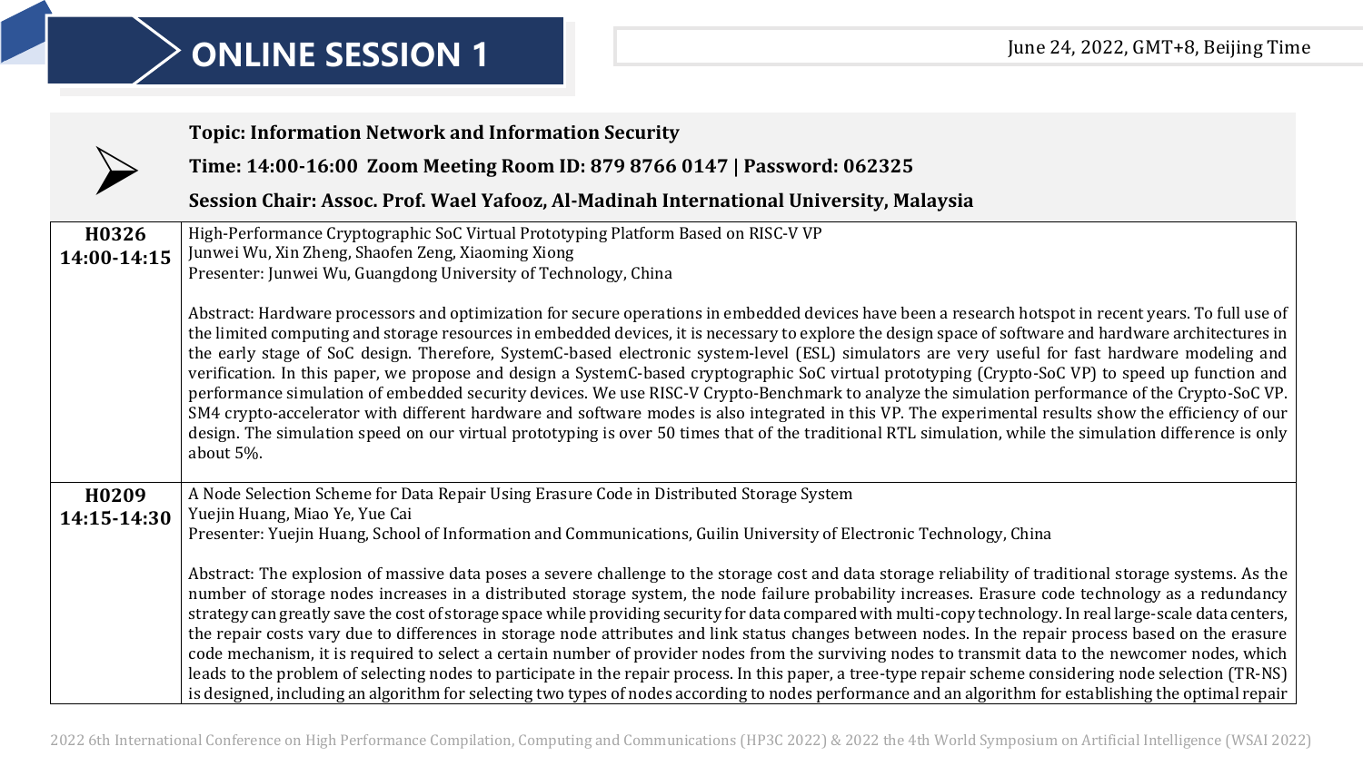# ONLINE SESSION 1

June 24, 2022, GMT+8, Beijing Time

**Topic: Information Network and Information Security**

**Time: 14:00-16:00 Zoom Meeting Room ID: 879 8766 0147 | Password: 062325**

**Session Chair: Assoc. Prof. Wael Yafooz, Al-Madinah International University, Malaysia**

| | |
|---|---|
| **H0326**<br>**14:00-14:15** | High-Performance Cryptographic SoC Virtual Prototyping Platform Based on RISC-V VP<br>Junwei Wu, Xin Zheng, Shaofen Zeng, Xiaoming Xiong<br>Presenter: Junwei Wu, Guangdong University of Technology, China<br><br>Abstract: Hardware processors and optimization for secure operations in embedded devices have been a research hotspot in recent years. To full use of the limited computing and storage resources in embedded devices, it is necessary to explore the design space of software and hardware architectures in the early stage of SoC design. Therefore, SystemC-based electronic system-level (ESL) simulators are very useful for fast hardware modeling and verification. In this paper, we propose and design a SystemC-based cryptographic SoC virtual prototyping (Crypto-SoC VP) to speed up function and performance simulation of embedded security devices. We use RISC-V Crypto-Benchmark to analyze the simulation performance of the Crypto-SoC VP. SM4 crypto-accelerator with different hardware and software modes is also integrated in this VP. The experimental results show the efficiency of our design. The simulation speed on our virtual prototyping is over 50 times that of the traditional RTL simulation, while the simulation difference is only about 5%. |
| **H0209**<br>**14:15-14:30** | A Node Selection Scheme for Data Repair Using Erasure Code in Distributed Storage System<br>Yuejin Huang, Miao Ye, Yue Cai<br>Presenter: Yuejin Huang, School of Information and Communications, Guilin University of Electronic Technology, China<br><br>Abstract: The explosion of massive data poses a severe challenge to the storage cost and data storage reliability of traditional storage systems. As the number of storage nodes increases in a distributed storage system, the node failure probability increases. Erasure code technology as a redundancy strategy can greatly save the cost of storage space while providing security for data compared with multi-copy technology. In real large-scale data centers, the repair costs vary due to differences in storage node attributes and link status changes between nodes. In the repair process based on the erasure code mechanism, it is required to select a certain number of provider nodes from the surviving nodes to transmit data to the newcomer nodes, which leads to the problem of selecting nodes to participate in the repair process. In this paper, a tree-type repair scheme considering node selection (TR-NS) is designed, including an algorithm for selecting two types of nodes according to nodes performance and an algorithm for establishing the optimal repair |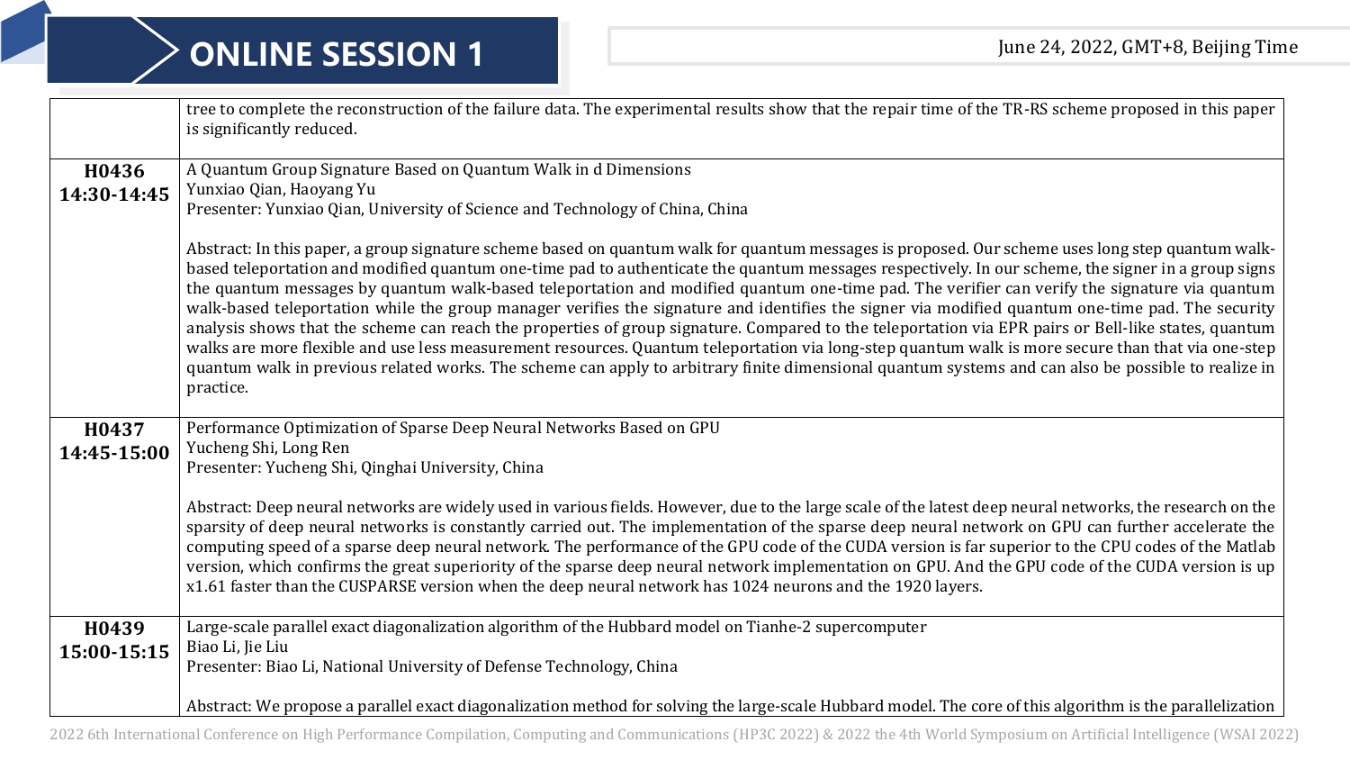# ONLINE SESSION 1

June 24, 2022, GMT+8, Beijing Time

| | |
|---|---|
| | tree to complete the reconstruction of the failure data. The experimental results show that the repair time of the TR-RS scheme proposed in this paper is significantly reduced. |
| **H0436**<br>**14:30-14:45** | A Quantum Group Signature Based on Quantum Walk in d Dimensions<br>Yunxiao Qian, Haoyang Yu<br>Presenter: Yunxiao Qian, University of Science and Technology of China, China<br><br>Abstract: In this paper, a group signature scheme based on quantum walk for quantum messages is proposed. Our scheme uses long step quantum walk-based teleportation and modified quantum one-time pad to authenticate the quantum messages respectively. In our scheme, the signer in a group signs the quantum messages by quantum walk-based teleportation and modified quantum one-time pad. The verifier can verify the signature via quantum walk-based teleportation while the group manager verifies the signature and identifies the signer via modified quantum one-time pad. The security analysis shows that the scheme can reach the properties of group signature. Compared to the teleportation via EPR pairs or Bell-like states, quantum walks are more flexible and use less measurement resources. Quantum teleportation via long-step quantum walk is more secure than that via one-step quantum walk in previous related works. The scheme can apply to arbitrary finite dimensional quantum systems and can also be possible to realize in practice. |
| **H0437**<br>**14:45-15:00** | Performance Optimization of Sparse Deep Neural Networks Based on GPU<br>Yucheng Shi, Long Ren<br>Presenter: Yucheng Shi, Qinghai University, China<br><br>Abstract: Deep neural networks are widely used in various fields. However, due to the large scale of the latest deep neural networks, the research on the sparsity of deep neural networks is constantly carried out. The implementation of the sparse deep neural network on GPU can further accelerate the computing speed of a sparse deep neural network. The performance of the GPU code of the CUDA version is far superior to the CPU codes of the Matlab version, which confirms the great superiority of the sparse deep neural network implementation on GPU. And the GPU code of the CUDA version is up x1.61 faster than the CUSPARSE version when the deep neural network has 1024 neurons and the 1920 layers. |
| **H0439**<br>**15:00-15:15** | Large-scale parallel exact diagonalization algorithm of the Hubbard model on Tianhe-2 supercomputer<br>Biao Li, Jie Liu<br>Presenter: Biao Li, National University of Defense Technology, China<br><br>Abstract: We propose a parallel exact diagonalization method for solving the large-scale Hubbard model. The core of this algorithm is the parallelization |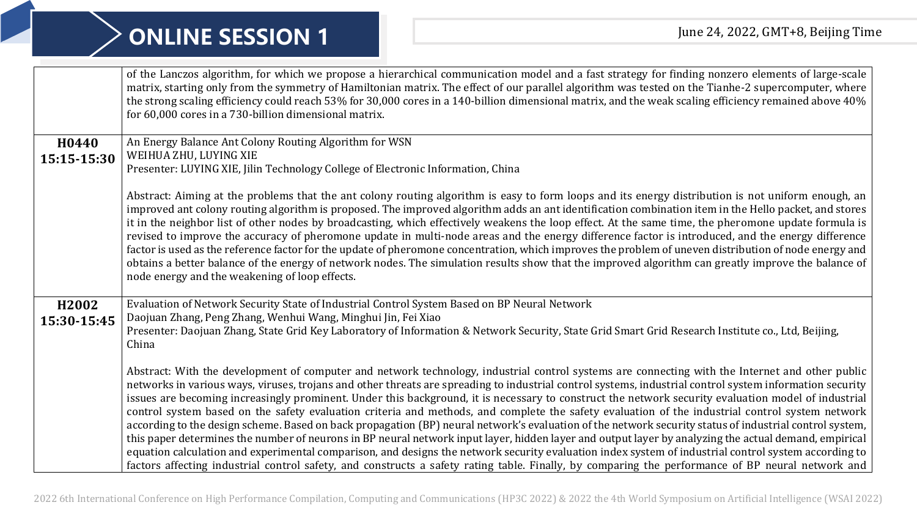# ONLINE SESSION 1

June 24, 2022, GMT+8, Beijing Time

| | |
|---|---|
| | of the Lanczos algorithm, for which we propose a hierarchical communication model and a fast strategy for finding nonzero elements of large-scale matrix, starting only from the symmetry of Hamiltonian matrix. The effect of our parallel algorithm was tested on the Tianhe-2 supercomputer, where the strong scaling efficiency could reach 53% for 30,000 cores in a 140-billion dimensional matrix, and the weak scaling efficiency remained above 40% for 60,000 cores in a 730-billion dimensional matrix. |
| **H0440**<br>**15:15-15:30** | An Energy Balance Ant Colony Routing Algorithm for WSN<br>WEIHUA ZHU, LUYING XIE<br>Presenter: LUYING XIE, Jilin Technology College of Electronic Information, China<br><br>Abstract: Aiming at the problems that the ant colony routing algorithm is easy to form loops and its energy distribution is not uniform enough, an improved ant colony routing algorithm is proposed. The improved algorithm adds an ant identification combination item in the Hello packet, and stores it in the neighbor list of other nodes by broadcasting, which effectively weakens the loop effect. At the same time, the pheromone update formula is revised to improve the accuracy of pheromone update in multi-node areas and the energy difference factor is introduced, and the energy difference factor is used as the reference factor for the update of pheromone concentration, which improves the problem of uneven distribution of node energy and obtains a better balance of the energy of network nodes. The simulation results show that the improved algorithm can greatly improve the balance of node energy and the weakening of loop effects. |
| **H2002**<br>**15:30-15:45** | Evaluation of Network Security State of Industrial Control System Based on BP Neural Network<br>Daojuan Zhang, Peng Zhang, Wenhui Wang, Minghui Jin, Fei Xiao<br>Presenter: Daojuan Zhang, State Grid Key Laboratory of Information & Network Security, State Grid Smart Grid Research Institute co., Ltd, Beijing, China<br><br>Abstract: With the development of computer and network technology, industrial control systems are connecting with the Internet and other public networks in various ways, viruses, trojans and other threats are spreading to industrial control systems, industrial control system information security issues are becoming increasingly prominent. Under this background, it is necessary to construct the network security evaluation model of industrial control system based on the safety evaluation criteria and methods, and complete the safety evaluation of the industrial control system network according to the design scheme. Based on back propagation (BP) neural network's evaluation of the network security status of industrial control system, this paper determines the number of neurons in BP neural network input layer, hidden layer and output layer by analyzing the actual demand, empirical equation calculation and experimental comparison, and designs the network security evaluation index system of industrial control system according to factors affecting industrial control safety, and constructs a safety rating table. Finally, by comparing the performance of BP neural network and |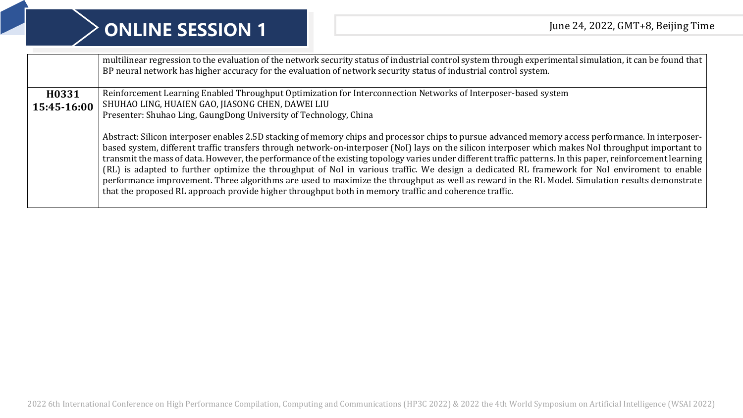# ONLINE SESSION 1

June 24, 2022, GMT+8, Beijing Time

| | |
|---|---|
| | multilinear regression to the evaluation of the network security status of industrial control system through experimental simulation, it can be found that BP neural network has higher accuracy for the evaluation of network security status of industrial control system. |
| **H0331** **15:45-16:00** | Reinforcement Learning Enabled Throughput Optimization for Interconnection Networks of Interposer-based system<br>SHUHAO LING, HUAIEN GAO, JIASONG CHEN, DAWEI LIU<br>Presenter: Shuhao Ling, GaungDong University of Technology, China<br><br>Abstract: Silicon interposer enables 2.5D stacking of memory chips and processor chips to pursue advanced memory access performance. In interposer-based system, different traffic transfers through network-on-interposer (NoI) lays on the silicon interposer which makes NoI throughput important to transmit the mass of data. However, the performance of the existing topology varies under different traffic patterns. In this paper, reinforcement learning (RL) is adapted to further optimize the throughput of NoI in various traffic. We design a dedicated RL framework for NoI enviroment to enable performance improvement. Three algorithms are used to maximize the throughput as well as reward in the RL Model. Simulation results demonstrate that the proposed RL approach provide higher throughput both in memory traffic and coherence traffic. |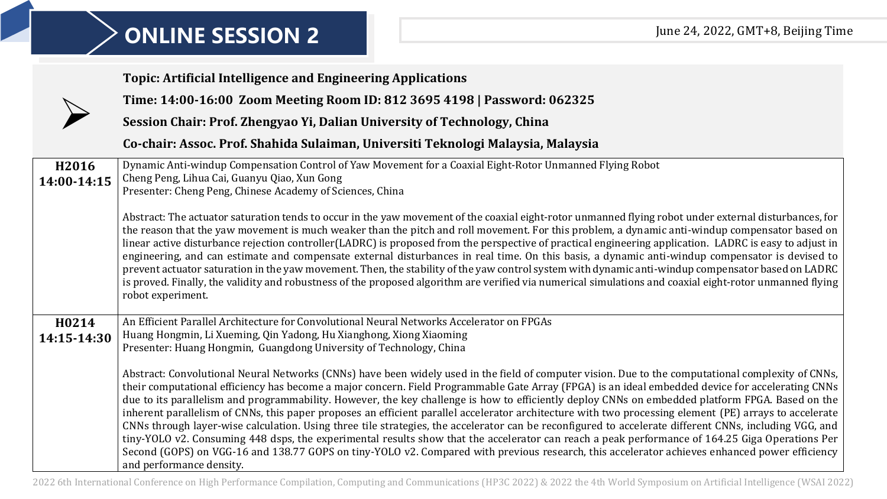# ONLINE SESSION 2

June 24, 2022, GMT+8, Beijing Time

**Topic: Artificial Intelligence and Engineering Applications**

**Time: 14:00-16:00 Zoom Meeting Room ID: 812 3695 4198 | Password: 062325**

**Session Chair: Prof. Zhengyao Yi, Dalian University of Technology, China**

**Co-chair: Assoc. Prof. Shahida Sulaiman, Universiti Teknologi Malaysia, Malaysia**

| | |
|---|---|
| **H2016**<br>**14:00-14:15** | Dynamic Anti-windup Compensation Control of Yaw Movement for a Coaxial Eight-Rotor Unmanned Flying Robot<br>Cheng Peng, Lihua Cai, Guanyu Qiao, Xun Gong<br>Presenter: Cheng Peng, Chinese Academy of Sciences, China<br><br>Abstract: The actuator saturation tends to occur in the yaw movement of the coaxial eight-rotor unmanned flying robot under external disturbances, for the reason that the yaw movement is much weaker than the pitch and roll movement. For this problem, a dynamic anti-windup compensator based on linear active disturbance rejection controller(LADRC) is proposed from the perspective of practical engineering application. LADRC is easy to adjust in engineering, and can estimate and compensate external disturbances in real time. On this basis, a dynamic anti-windup compensator is devised to prevent actuator saturation in the yaw movement. Then, the stability of the yaw control system with dynamic anti-windup compensator based on LADRC is proved. Finally, the validity and robustness of the proposed algorithm are verified via numerical simulations and coaxial eight-rotor unmanned flying robot experiment. |
| **H0214**<br>**14:15-14:30** | An Efficient Parallel Architecture for Convolutional Neural Networks Accelerator on FPGAs<br>Huang Hongmin, Li Xueming, Qin Yadong, Hu Xianghong, Xiong Xiaoming<br>Presenter: Huang Hongmin, Guangdong University of Technology, China<br><br>Abstract: Convolutional Neural Networks (CNNs) have been widely used in the field of computer vision. Due to the computational complexity of CNNs, their computational efficiency has become a major concern. Field Programmable Gate Array (FPGA) is an ideal embedded device for accelerating CNNs due to its parallelism and programmability. However, the key challenge is how to efficiently deploy CNNs on embedded platform FPGA. Based on the inherent parallelism of CNNs, this paper proposes an efficient parallel accelerator architecture with two processing element (PE) arrays to accelerate CNNs through layer-wise calculation. Using three tile strategies, the accelerator can be reconfigured to accelerate different CNNs, including VGG, and tiny-YOLO v2. Consuming 448 dsps, the experimental results show that the accelerator can reach a peak performance of 164.25 Giga Operations Per Second (GOPS) on VGG-16 and 138.77 GOPS on tiny-YOLO v2. Compared with previous research, this accelerator achieves enhanced power efficiency and performance density. |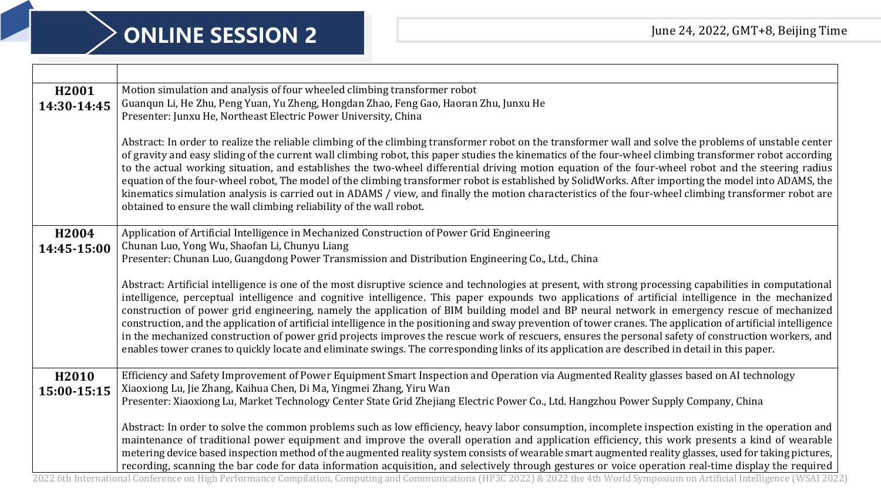# ONLINE SESSION 2

June 24, 2022, GMT+8, Beijing Time

| | |
|---|---|
| **H2001**<br>**14:30-14:45** | Motion simulation and analysis of four wheeled climbing transformer robot<br>Guanqun Li, He Zhu, Peng Yuan, Yu Zheng, Hongdan Zhao, Feng Gao, Haoran Zhu, Junxu He<br>Presenter: Junxu He, Northeast Electric Power University, China<br><br>Abstract: In order to realize the reliable climbing of the climbing transformer robot on the transformer wall and solve the problems of unstable center of gravity and easy sliding of the current wall climbing robot, this paper studies the kinematics of the four-wheel climbing transformer robot according to the actual working situation, and establishes the two-wheel differential driving motion equation of the four-wheel robot and the steering radius equation of the four-wheel robot, The model of the climbing transformer robot is established by SolidWorks. After importing the model into ADAMS, the kinematics simulation analysis is carried out in ADAMS / view, and finally the motion characteristics of the four-wheel climbing transformer robot are obtained to ensure the wall climbing reliability of the wall robot. |
| **H2004**<br>**14:45-15:00** | Application of Artificial Intelligence in Mechanized Construction of Power Grid Engineering<br>Chunan Luo, Yong Wu, Shaofan Li, Chunyu Liang<br>Presenter: Chunan Luo, Guangdong Power Transmission and Distribution Engineering Co., Ltd., China<br><br>Abstract: Artificial intelligence is one of the most disruptive science and technologies at present, with strong processing capabilities in computational intelligence, perceptual intelligence and cognitive intelligence. This paper expounds two applications of artificial intelligence in the mechanized construction of power grid engineering, namely the application of BIM building model and BP neural network in emergency rescue of mechanized construction, and the application of artificial intelligence in the positioning and sway prevention of tower cranes. The application of artificial intelligence in the mechanized construction of power grid projects improves the rescue work of rescuers, ensures the personal safety of construction workers, and enables tower cranes to quickly locate and eliminate swings. The corresponding links of its application are described in detail in this paper. |
| **H2010**<br>**15:00-15:15** | Efficiency and Safety Improvement of Power Equipment Smart Inspection and Operation via Augmented Reality glasses based on AI technology<br>Xiaoxiong Lu, Jie Zhang, Kaihua Chen, Di Ma, Yingmei Zhang, Yiru Wan<br>Presenter: Xiaoxiong Lu, Market Technology Center State Grid Zhejiang Electric Power Co., Ltd. Hangzhou Power Supply Company, China<br><br>Abstract: In order to solve the common problems such as low efficiency, heavy labor consumption, incomplete inspection existing in the operation and maintenance of traditional power equipment and improve the overall operation and application efficiency, this work presents a kind of wearable metering device based inspection method of the augmented reality system consists of wearable smart augmented reality glasses, used for taking pictures, recording, scanning the bar code for data information acquisition, and selectively through gestures or voice operation real-time display the required |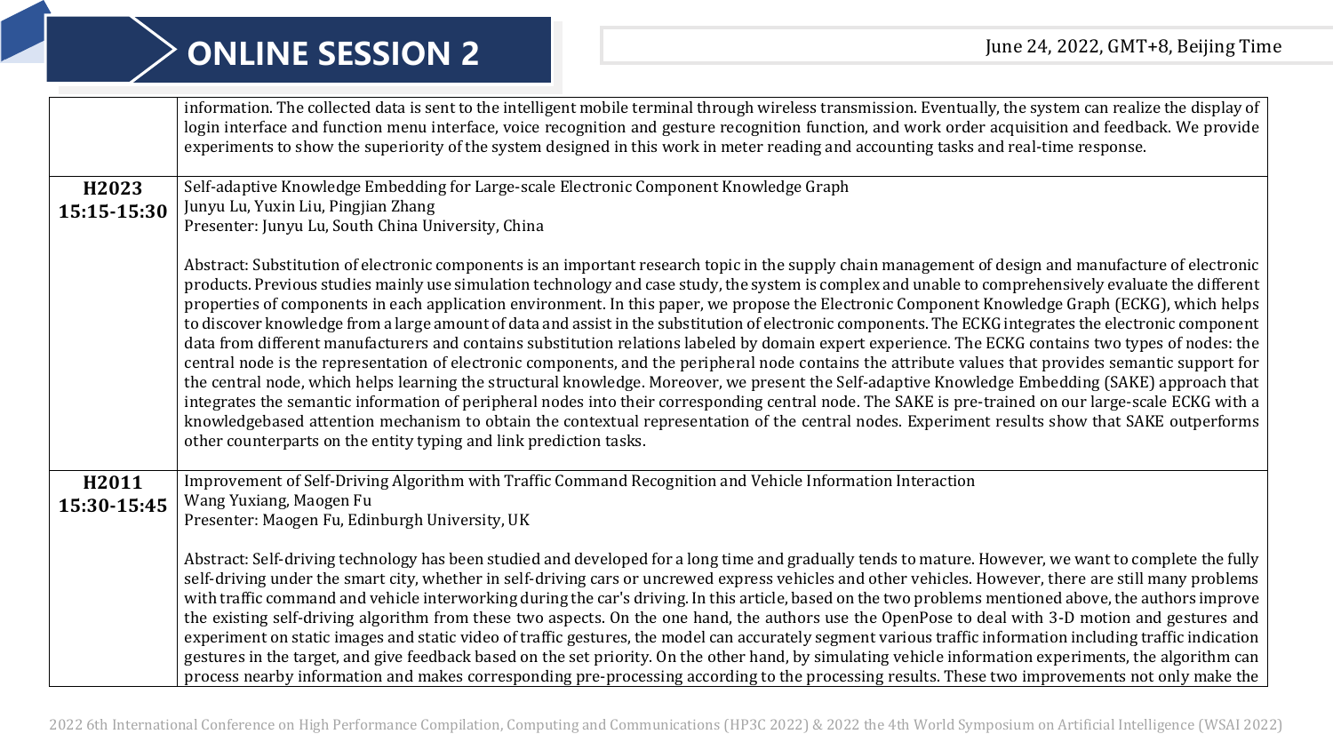# ONLINE SESSION 2

June 24, 2022, GMT+8, Beijing Time

| | |
|---|---|
| | information. The collected data is sent to the intelligent mobile terminal through wireless transmission. Eventually, the system can realize the display of login interface and function menu interface, voice recognition and gesture recognition function, and work order acquisition and feedback. We provide experiments to show the superiority of the system designed in this work in meter reading and accounting tasks and real-time response. |
| **H2023**<br>**15:15-15:30** | Self-adaptive Knowledge Embedding for Large-scale Electronic Component Knowledge Graph<br>Junyu Lu, Yuxin Liu, Pingjian Zhang<br>Presenter: Junyu Lu, South China University, China<br><br>Abstract: Substitution of electronic components is an important research topic in the supply chain management of design and manufacture of electronic products. Previous studies mainly use simulation technology and case study, the system is complex and unable to comprehensively evaluate the different properties of components in each application environment. In this paper, we propose the Electronic Component Knowledge Graph (ECKG), which helps to discover knowledge from a large amount of data and assist in the substitution of electronic components. The ECKG integrates the electronic component data from different manufacturers and contains substitution relations labeled by domain expert experience. The ECKG contains two types of nodes: the central node is the representation of electronic components, and the peripheral node contains the attribute values that provides semantic support for the central node, which helps learning the structural knowledge. Moreover, we present the Self-adaptive Knowledge Embedding (SAKE) approach that integrates the semantic information of peripheral nodes into their corresponding central node. The SAKE is pre-trained on our large-scale ECKG with a knowledgebased attention mechanism to obtain the contextual representation of the central nodes. Experiment results show that SAKE outperforms other counterparts on the entity typing and link prediction tasks. |
| **H2011**<br>**15:30-15:45** | Improvement of Self-Driving Algorithm with Traffic Command Recognition and Vehicle Information Interaction<br>Wang Yuxiang, Maogen Fu<br>Presenter: Maogen Fu, Edinburgh University, UK<br><br>Abstract: Self-driving technology has been studied and developed for a long time and gradually tends to mature. However, we want to complete the fully self-driving under the smart city, whether in self-driving cars or uncrewed express vehicles and other vehicles. However, there are still many problems with traffic command and vehicle interworking during the car's driving. In this article, based on the two problems mentioned above, the authors improve the existing self-driving algorithm from these two aspects. On the one hand, the authors use the OpenPose to deal with 3-D motion and gestures and experiment on static images and static video of traffic gestures, the model can accurately segment various traffic information including traffic indication gestures in the target, and give feedback based on the set priority. On the other hand, by simulating vehicle information experiments, the algorithm can process nearby information and makes corresponding pre-processing according to the processing results. These two improvements not only make the |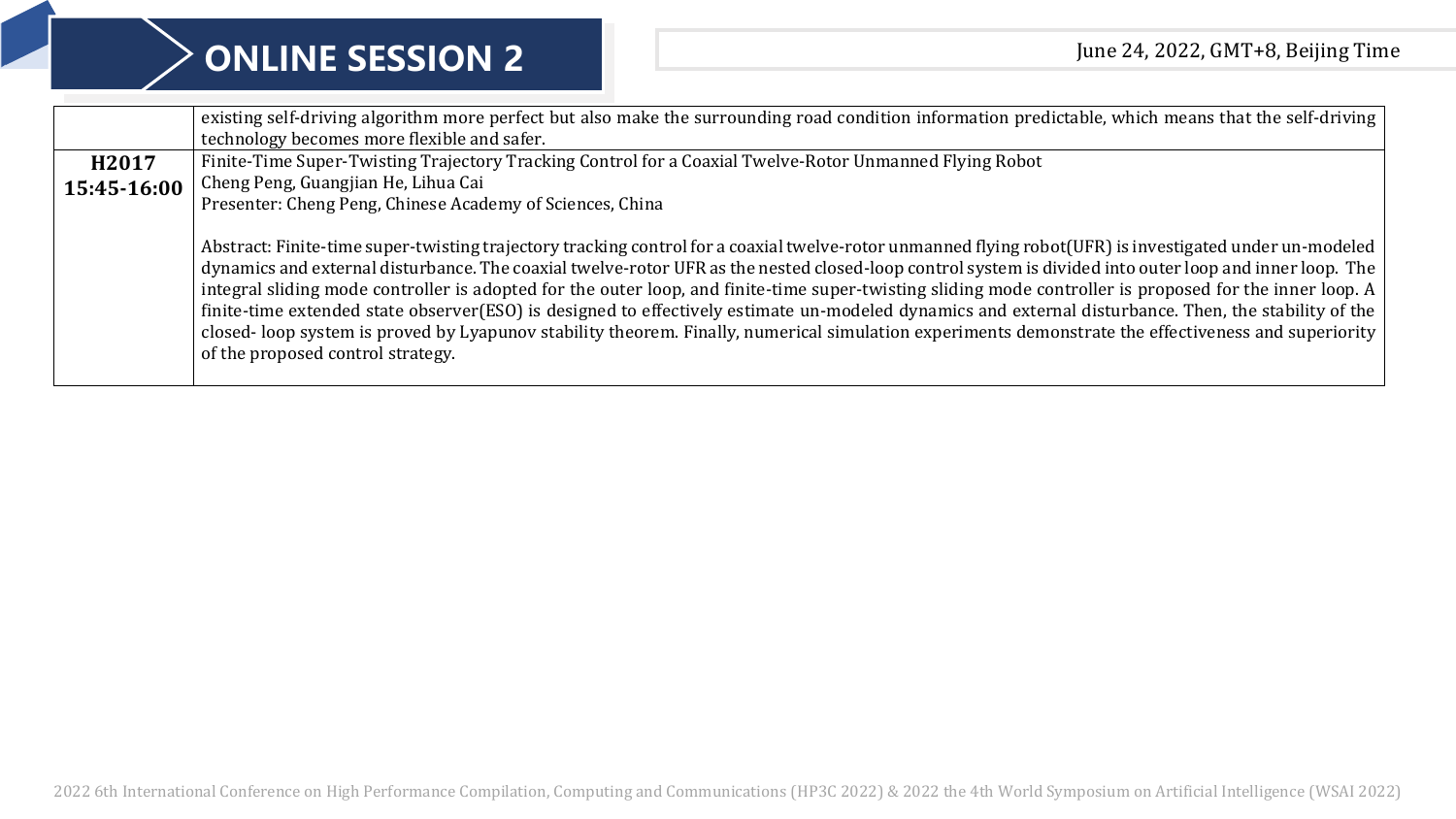# ONLINE SESSION 2

June 24, 2022, GMT+8, Beijing Time

| | |
|---|---|
| | existing self-driving algorithm more perfect but also make the surrounding road condition information predictable, which means that the self-driving technology becomes more flexible and safer. |
| **H2017**<br>**15:45-16:00** | Finite-Time Super-Twisting Trajectory Tracking Control for a Coaxial Twelve-Rotor Unmanned Flying Robot<br>Cheng Peng, Guangjian He, Lihua Cai<br>Presenter: Cheng Peng, Chinese Academy of Sciences, China<br><br>Abstract: Finite-time super-twisting trajectory tracking control for a coaxial twelve-rotor unmanned flying robot(UFR) is investigated under un-modeled dynamics and external disturbance. The coaxial twelve-rotor UFR as the nested closed-loop control system is divided into outer loop and inner loop. The integral sliding mode controller is adopted for the outer loop, and finite-time super-twisting sliding mode controller is proposed for the inner loop. A finite-time extended state observer(ESO) is designed to effectively estimate un-modeled dynamics and external disturbance. Then, the stability of the closed- loop system is proved by Lyapunov stability theorem. Finally, numerical simulation experiments demonstrate the effectiveness and superiority of the proposed control strategy. |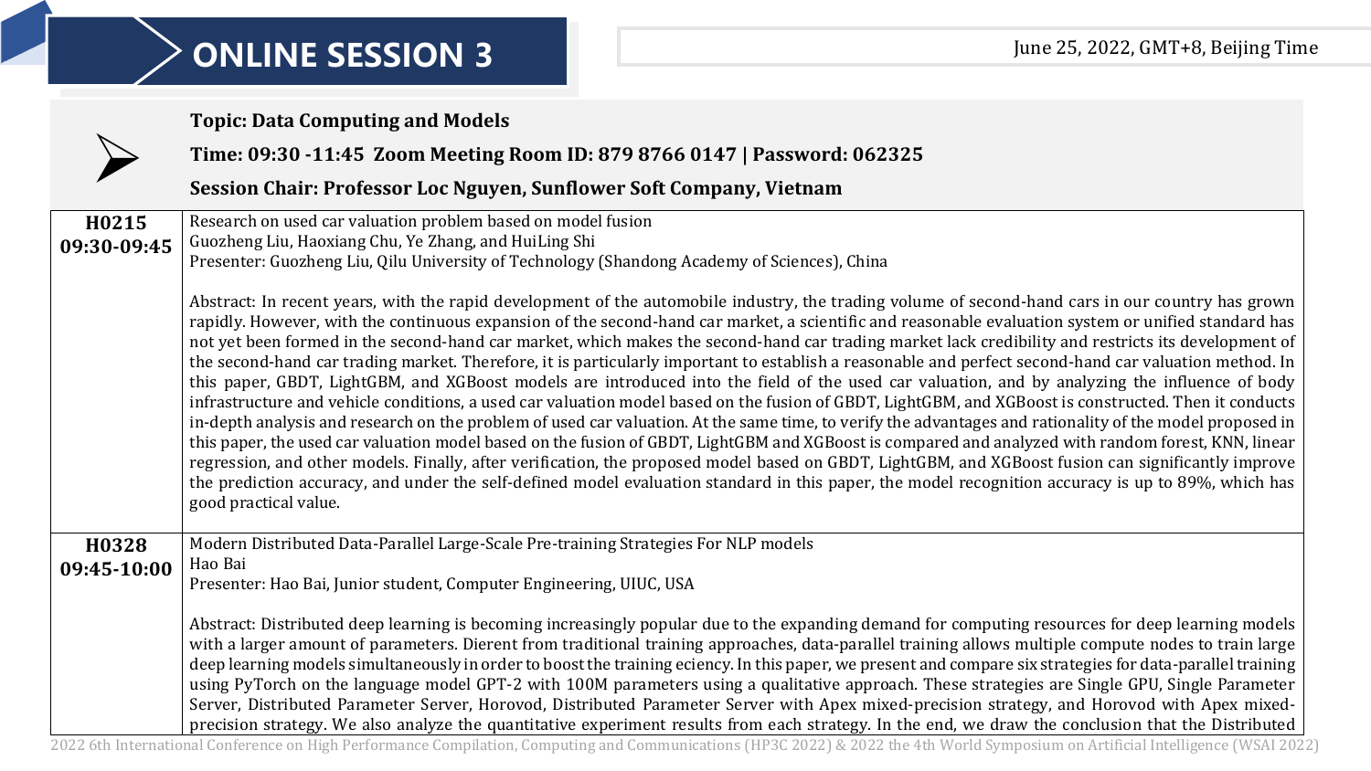# ONLINE SESSION 3

June 25, 2022, GMT+8, Beijing Time

**Topic: Data Computing and Models**

**Time: 09:30 -11:45 Zoom Meeting Room ID: 879 8766 0147 | Password: 062325**

**Session Chair: Professor Loc Nguyen, Sunflower Soft Company, Vietnam**

| | |
|---|---|
| **H0215** **09:30-09:45** | Research on used car valuation problem based on model fusion<br>Guozheng Liu, Haoxiang Chu, Ye Zhang, and HuiLing Shi<br>Presenter: Guozheng Liu, Qilu University of Technology (Shandong Academy of Sciences), China<br><br>Abstract: In recent years, with the rapid development of the automobile industry, the trading volume of second-hand cars in our country has grown rapidly. However, with the continuous expansion of the second-hand car market, a scientific and reasonable evaluation system or unified standard has not yet been formed in the second-hand car market, which makes the second-hand car trading market lack credibility and restricts its development of the second-hand car trading market. Therefore, it is particularly important to establish a reasonable and perfect second-hand car valuation method. In this paper, GBDT, LightGBM, and XGBoost models are introduced into the field of the used car valuation, and by analyzing the influence of body infrastructure and vehicle conditions, a used car valuation model based on the fusion of GBDT, LightGBM, and XGBoost is constructed. Then it conducts in-depth analysis and research on the problem of used car valuation. At the same time, to verify the advantages and rationality of the model proposed in this paper, the used car valuation model based on the fusion of GBDT, LightGBM and XGBoost is compared and analyzed with random forest, KNN, linear regression, and other models. Finally, after verification, the proposed model based on GBDT, LightGBM, and XGBoost fusion can significantly improve the prediction accuracy, and under the self-defined model evaluation standard in this paper, the model recognition accuracy is up to 89%, which has good practical value. |
| **H0328** **09:45-10:00** | Modern Distributed Data-Parallel Large-Scale Pre-training Strategies For NLP models<br>Hao Bai<br>Presenter: Hao Bai, Junior student, Computer Engineering, UIUC, USA<br><br>Abstract: Distributed deep learning is becoming increasingly popular due to the expanding demand for computing resources for deep learning models with a larger amount of parameters. Dierent from traditional training approaches, data-parallel training allows multiple compute nodes to train large deep learning models simultaneously in order to boost the training eciency. In this paper, we present and compare six strategies for data-parallel training using PyTorch on the language model GPT-2 with 100M parameters using a qualitative approach. These strategies are Single GPU, Single Parameter Server, Distributed Parameter Server, Horovod, Distributed Parameter Server with Apex mixed-precision strategy, and Horovod with Apex mixed-precision strategy. We also analyze the quantitative experiment results from each strategy. In the end, we draw the conclusion that the Distributed |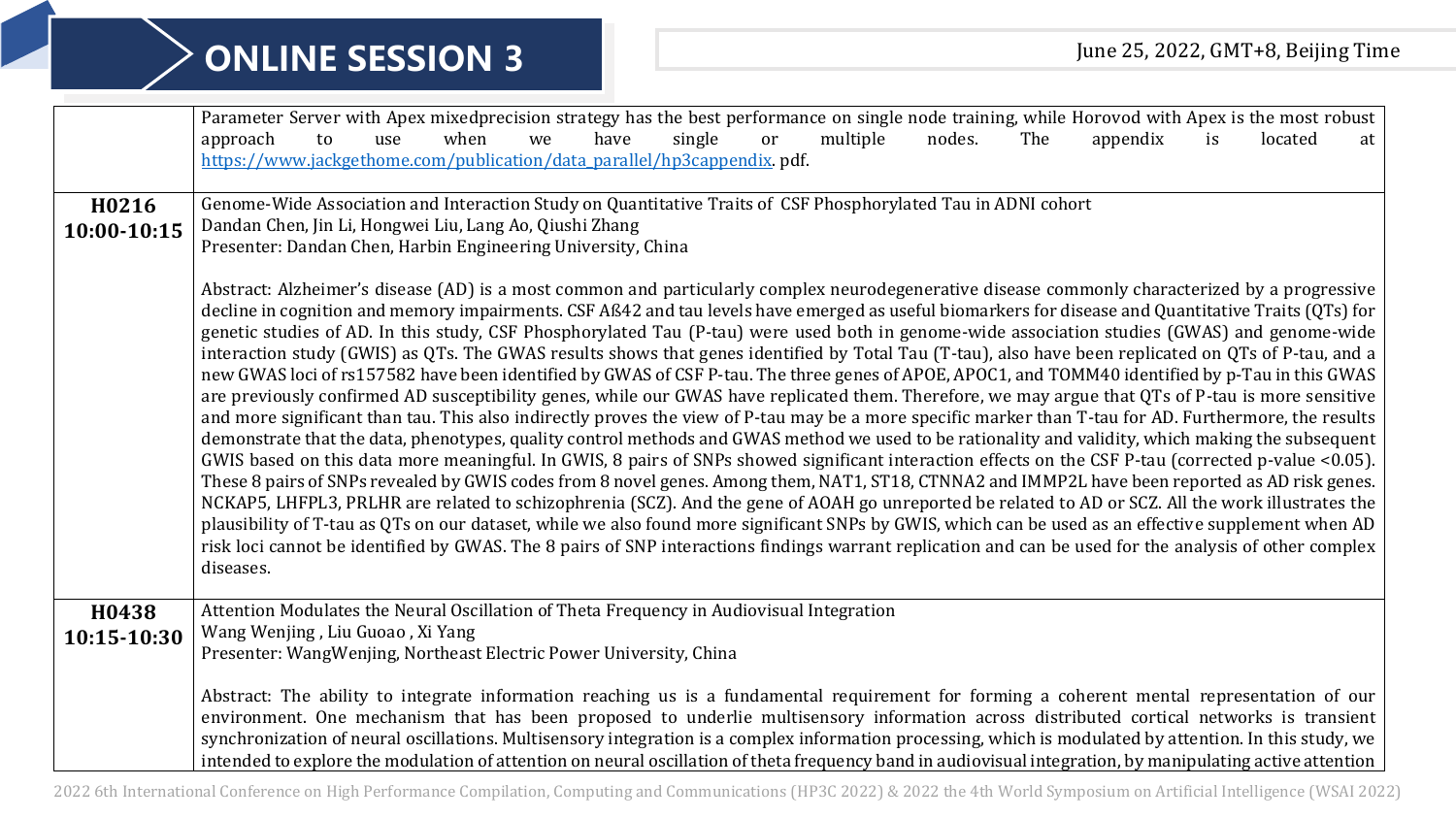# ONLINE SESSION 3

June 25, 2022, GMT+8, Beijing Time

| | |
|---|---|
| | Parameter Server with Apex mixedprecision strategy has the best performance on single node training, while Horovod with Apex is the most robust approach to use when we have single or multiple nodes. The appendix is located at https://www.jackgethome.com/publication/data_parallel/hp3cappendix. pdf. |
| **H0216** **10:00-10:15** | Genome-Wide Association and Interaction Study on Quantitative Traits of CSF Phosphorylated Tau in ADNI cohort<br>Dandan Chen, Jin Li, Hongwei Liu, Lang Ao, Qiushi Zhang<br>Presenter: Dandan Chen, Harbin Engineering University, China<br><br>Abstract: Alzheimer's disease (AD) is a most common and particularly complex neurodegenerative disease commonly characterized by a progressive decline in cognition and memory impairments. CSF Aß42 and tau levels have emerged as useful biomarkers for disease and Quantitative Traits (QTs) for genetic studies of AD. In this study, CSF Phosphorylated Tau (P-tau) were used both in genome-wide association studies (GWAS) and genome-wide interaction study (GWIS) as QTs. The GWAS results shows that genes identified by Total Tau (T-tau), also have been replicated on QTs of P-tau, and a new GWAS loci of rs157582 have been identified by GWAS of CSF P-tau. The three genes of APOE, APOC1, and TOMM40 identified by p-Tau in this GWAS are previously confirmed AD susceptibility genes, while our GWAS have replicated them. Therefore, we may argue that QTs of P-tau is more sensitive and more significant than tau. This also indirectly proves the view of P-tau may be a more specific marker than T-tau for AD. Furthermore, the results demonstrate that the data, phenotypes, quality control methods and GWAS method we used to be rationality and validity, which making the subsequent GWIS based on this data more meaningful. In GWIS, 8 pairs of SNPs showed significant interaction effects on the CSF P-tau (corrected p-value <0.05). These 8 pairs of SNPs revealed by GWIS codes from 8 novel genes. Among them, NAT1, ST18, CTNNA2 and IMMP2L have been reported as AD risk genes. NCKAP5, LHFPL3, PRLHR are related to schizophrenia (SCZ). And the gene of AOAH go unreported be related to AD or SCZ. All the work illustrates the plausibility of T-tau as QTs on our dataset, while we also found more significant SNPs by GWIS, which can be used as an effective supplement when AD risk loci cannot be identified by GWAS. The 8 pairs of SNP interactions findings warrant replication and can be used for the analysis of other complex diseases. |
| **H0438** **10:15-10:30** | Attention Modulates the Neural Oscillation of Theta Frequency in Audiovisual Integration<br>Wang Wenjing , Liu Guoao , Xi Yang<br>Presenter: WangWenjing, Northeast Electric Power University, China<br><br>Abstract: The ability to integrate information reaching us is a fundamental requirement for forming a coherent mental representation of our environment. One mechanism that has been proposed to underlie multisensory information across distributed cortical networks is transient synchronization of neural oscillations. Multisensory integration is a complex information processing, which is modulated by attention. In this study, we intended to explore the modulation of attention on neural oscillation of theta frequency band in audiovisual integration, by manipulating active attention |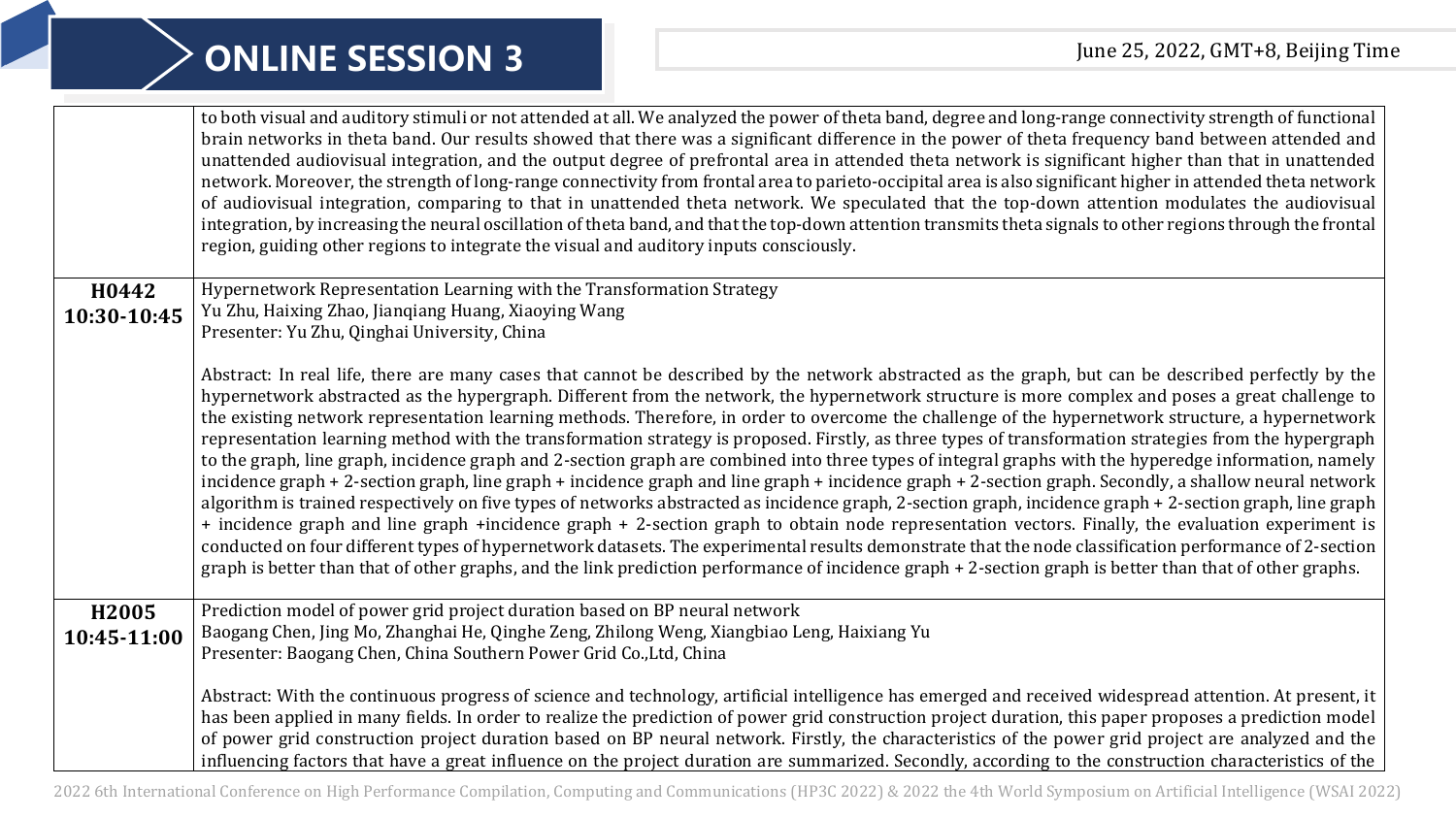# ONLINE SESSION 3

June 25, 2022, GMT+8, Beijing Time

| | |
|---|---|
| | to both visual and auditory stimuli or not attended at all. We analyzed the power of theta band, degree and long-range connectivity strength of functional brain networks in theta band. Our results showed that there was a significant difference in the power of theta frequency band between attended and unattended audiovisual integration, and the output degree of prefrontal area in attended theta network is significant higher than that in unattended network. Moreover, the strength of long-range connectivity from frontal area to parieto-occipital area is also significant higher in attended theta network of audiovisual integration, comparing to that in unattended theta network. We speculated that the top-down attention modulates the audiovisual integration, by increasing the neural oscillation of theta band, and that the top-down attention transmits theta signals to other regions through the frontal region, guiding other regions to integrate the visual and auditory inputs consciously. |
| **H0442**<br>**10:30-10:45** | Hypernetwork Representation Learning with the Transformation Strategy<br>Yu Zhu, Haixing Zhao, Jianqiang Huang, Xiaoying Wang<br>Presenter: Yu Zhu, Qinghai University, China<br><br>Abstract: In real life, there are many cases that cannot be described by the network abstracted as the graph, but can be described perfectly by the hypernetwork abstracted as the hypergraph. Different from the network, the hypernetwork structure is more complex and poses a great challenge to the existing network representation learning methods. Therefore, in order to overcome the challenge of the hypernetwork structure, a hypernetwork representation learning method with the transformation strategy is proposed. Firstly, as three types of transformation strategies from the hypergraph to the graph, line graph, incidence graph and 2-section graph are combined into three types of integral graphs with the hyperedge information, namely incidence graph + 2-section graph, line graph + incidence graph and line graph + incidence graph + 2-section graph. Secondly, a shallow neural network algorithm is trained respectively on five types of networks abstracted as incidence graph, 2-section graph, incidence graph + 2-section graph, line graph + incidence graph and line graph +incidence graph + 2-section graph to obtain node representation vectors. Finally, the evaluation experiment is conducted on four different types of hypernetwork datasets. The experimental results demonstrate that the node classification performance of 2-section graph is better than that of other graphs, and the link prediction performance of incidence graph + 2-section graph is better than that of other graphs. |
| **H2005**<br>**10:45-11:00** | Prediction model of power grid project duration based on BP neural network<br>Baogang Chen, Jing Mo, Zhanghai He, Qinghe Zeng, Zhilong Weng, Xiangbiao Leng, Haixiang Yu<br>Presenter: Baogang Chen, China Southern Power Grid Co.,Ltd, China<br><br>Abstract: With the continuous progress of science and technology, artificial intelligence has emerged and received widespread attention. At present, it has been applied in many fields. In order to realize the prediction of power grid construction project duration, this paper proposes a prediction model of power grid construction project duration based on BP neural network. Firstly, the characteristics of the power grid project are analyzed and the influencing factors that have a great influence on the project duration are summarized. Secondly, according to the construction characteristics of the |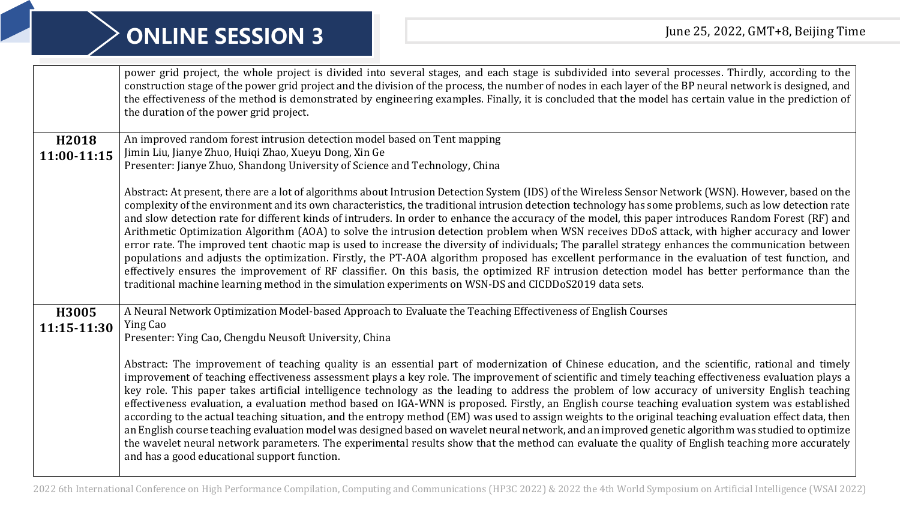# ONLINE SESSION 3

June 25, 2022, GMT+8, Beijing Time

| | |
|---|---|
| | power grid project, the whole project is divided into several stages, and each stage is subdivided into several processes. Thirdly, according to the construction stage of the power grid project and the division of the process, the number of nodes in each layer of the BP neural network is designed, and the effectiveness of the method is demonstrated by engineering examples. Finally, it is concluded that the model has certain value in the prediction of the duration of the power grid project. |
| **H2018** **11:00-11:15** | An improved random forest intrusion detection model based on Tent mapping<br>Jimin Liu, Jianye Zhuo, Huiqi Zhao, Xueyu Dong, Xin Ge<br>Presenter: Jianye Zhuo, Shandong University of Science and Technology, China<br><br>Abstract: At present, there are a lot of algorithms about Intrusion Detection System (IDS) of the Wireless Sensor Network (WSN). However, based on the complexity of the environment and its own characteristics, the traditional intrusion detection technology has some problems, such as low detection rate and slow detection rate for different kinds of intruders. In order to enhance the accuracy of the model, this paper introduces Random Forest (RF) and Arithmetic Optimization Algorithm (AOA) to solve the intrusion detection problem when WSN receives DDoS attack, with higher accuracy and lower error rate. The improved tent chaotic map is used to increase the diversity of individuals; The parallel strategy enhances the communication between populations and adjusts the optimization. Firstly, the PT-AOA algorithm proposed has excellent performance in the evaluation of test function, and effectively ensures the improvement of RF classifier. On this basis, the optimized RF intrusion detection model has better performance than the traditional machine learning method in the simulation experiments on WSN-DS and CICDDoS2019 data sets. |
| **H3005** **11:15-11:30** | A Neural Network Optimization Model-based Approach to Evaluate the Teaching Effectiveness of English Courses<br>Ying Cao<br>Presenter: Ying Cao, Chengdu Neusoft University, China<br><br>Abstract: The improvement of teaching quality is an essential part of modernization of Chinese education, and the scientific, rational and timely improvement of teaching effectiveness assessment plays a key role. The improvement of scientific and timely teaching effectiveness evaluation plays a key role. This paper takes artificial intelligence technology as the leading to address the problem of low accuracy of university English teaching effectiveness evaluation, a evaluation method based on IGA-WNN is proposed. Firstly, an English course teaching evaluation system was established according to the actual teaching situation, and the entropy method (EM) was used to assign weights to the original teaching evaluation effect data, then an English course teaching evaluation model was designed based on wavelet neural network, and an improved genetic algorithm was studied to optimize the wavelet neural network parameters. The experimental results show that the method can evaluate the quality of English teaching more accurately and has a good educational support function. |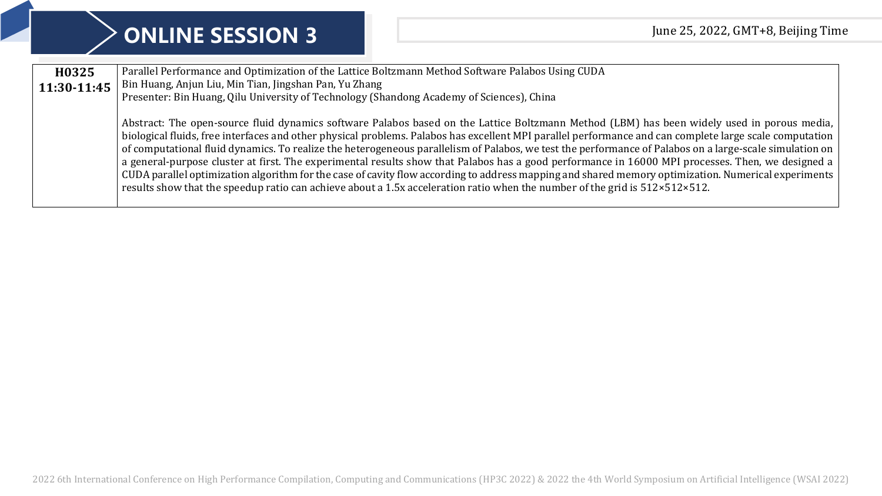# ONLINE SESSION 3

June 25, 2022, GMT+8, Beijing Time

| **H0325**<br>**11:30-11:45** | Parallel Performance and Optimization of the Lattice Boltzmann Method Software Palabos Using CUDA<br>Bin Huang, Anjun Liu, Min Tian, Jingshan Pan, Yu Zhang<br>Presenter: Bin Huang, Qilu University of Technology (Shandong Academy of Sciences), China<br><br>Abstract: The open-source fluid dynamics software Palabos based on the Lattice Boltzmann Method (LBM) has been widely used in porous media, biological fluids, free interfaces and other physical problems. Palabos has excellent MPI parallel performance and can complete large scale computation of computational fluid dynamics. To realize the heterogeneous parallelism of Palabos, we test the performance of Palabos on a large-scale simulation on a general-purpose cluster at first. The experimental results show that Palabos has a good performance in 16000 MPI processes. Then, we designed a CUDA parallel optimization algorithm for the case of cavity flow according to address mapping and shared memory optimization. Numerical experiments results show that the speedup ratio can achieve about a 1.5x acceleration ratio when the number of the grid is 512×512×512. |
|---|---|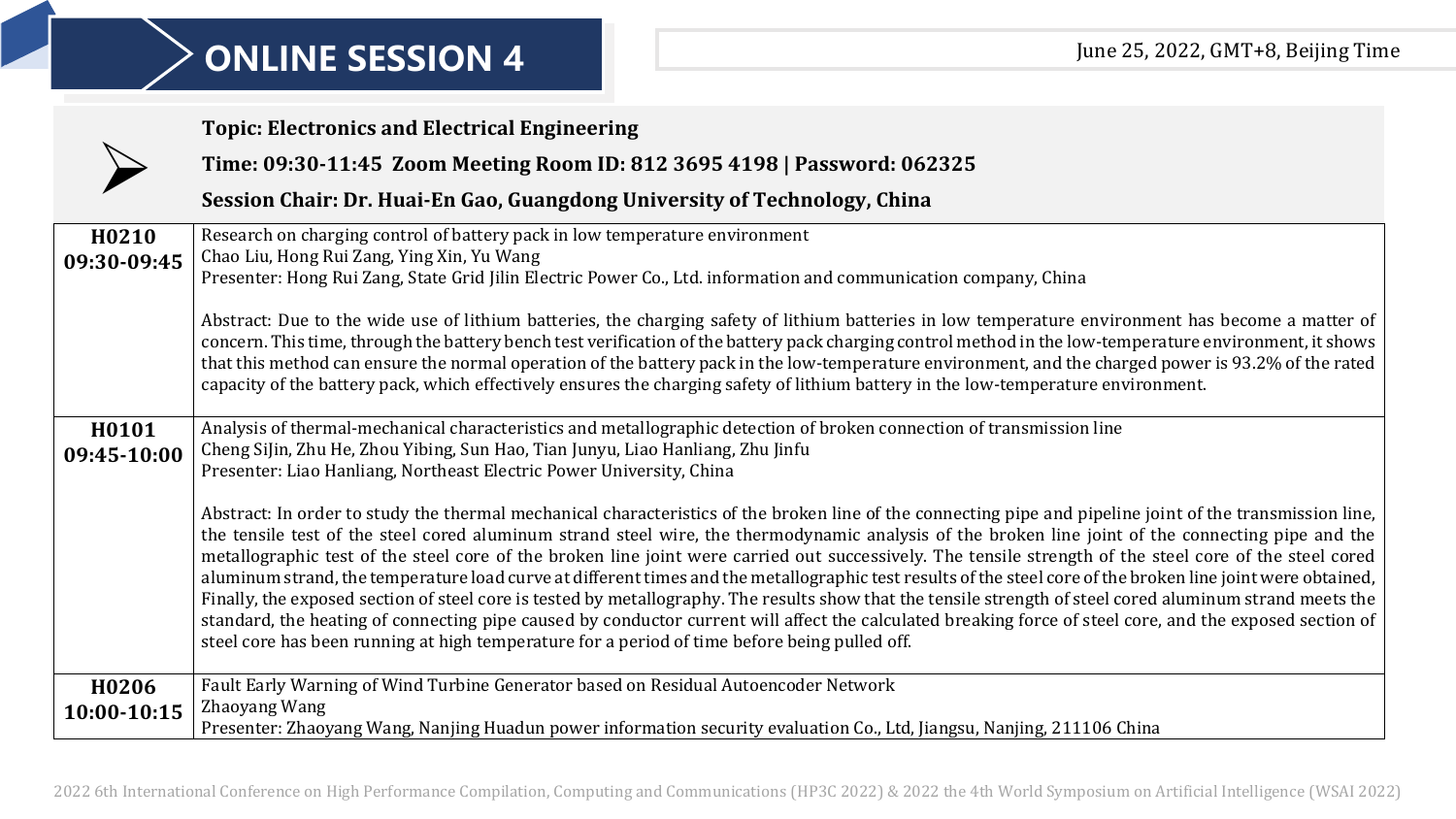# ONLINE SESSION 4

June 25, 2022, GMT+8, Beijing Time

**Topic: Electronics and Electrical Engineering**

**Time: 09:30-11:45 Zoom Meeting Room ID: 812 3695 4198 | Password: 062325**

**Session Chair: Dr. Huai-En Gao, Guangdong University of Technology, China**

| | |
|---|---|
| **H0210**<br>**09:30-09:45** | Research on charging control of battery pack in low temperature environment<br>Chao Liu, Hong Rui Zang, Ying Xin, Yu Wang<br>Presenter: Hong Rui Zang, State Grid Jilin Electric Power Co., Ltd. information and communication company, China<br><br>Abstract: Due to the wide use of lithium batteries, the charging safety of lithium batteries in low temperature environment has become a matter of concern. This time, through the battery bench test verification of the battery pack charging control method in the low-temperature environment, it shows that this method can ensure the normal operation of the battery pack in the low-temperature environment, and the charged power is 93.2% of the rated capacity of the battery pack, which effectively ensures the charging safety of lithium battery in the low-temperature environment. |
| **H0101**<br>**09:45-10:00** | Analysis of thermal-mechanical characteristics and metallographic detection of broken connection of transmission line<br>Cheng SiJin, Zhu He, Zhou Yibing, Sun Hao, Tian Junyu, Liao Hanliang, Zhu Jinfu<br>Presenter: Liao Hanliang, Northeast Electric Power University, China<br><br>Abstract: In order to study the thermal mechanical characteristics of the broken line of the connecting pipe and pipeline joint of the transmission line, the tensile test of the steel cored aluminum strand steel wire, the thermodynamic analysis of the broken line joint of the connecting pipe and the metallographic test of the steel core of the broken line joint were carried out successively. The tensile strength of the steel core of the steel cored aluminum strand, the temperature load curve at different times and the metallographic test results of the steel core of the broken line joint were obtained, Finally, the exposed section of steel core is tested by metallography. The results show that the tensile strength of steel cored aluminum strand meets the standard, the heating of connecting pipe caused by conductor current will affect the calculated breaking force of steel core, and the exposed section of steel core has been running at high temperature for a period of time before being pulled off. |
| **H0206**<br>**10:00-10:15** | Fault Early Warning of Wind Turbine Generator based on Residual Autoencoder Network<br>Zhaoyang Wang<br>Presenter: Zhaoyang Wang, Nanjing Huadun power information security evaluation Co., Ltd, Jiangsu, Nanjing, 211106 China |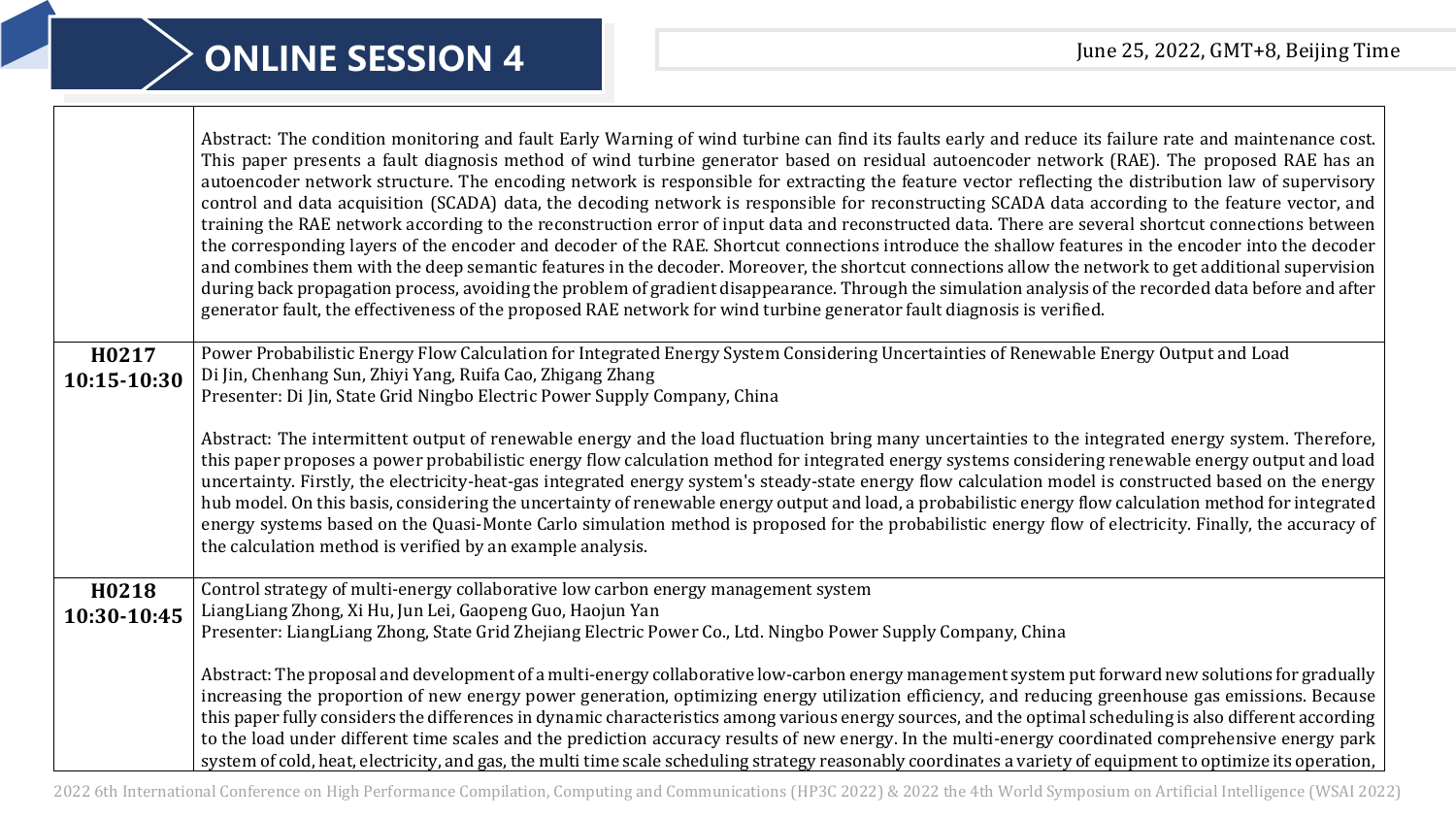# ONLINE SESSION 4

June 25, 2022, GMT+8, Beijing Time

| | |
|---|---|
| | Abstract: The condition monitoring and fault Early Warning of wind turbine can find its faults early and reduce its failure rate and maintenance cost. This paper presents a fault diagnosis method of wind turbine generator based on residual autoencoder network (RAE). The proposed RAE has an autoencoder network structure. The encoding network is responsible for extracting the feature vector reflecting the distribution law of supervisory control and data acquisition (SCADA) data, the decoding network is responsible for reconstructing SCADA data according to the feature vector, and training the RAE network according to the reconstruction error of input data and reconstructed data. There are several shortcut connections between the corresponding layers of the encoder and decoder of the RAE. Shortcut connections introduce the shallow features in the encoder into the decoder and combines them with the deep semantic features in the decoder. Moreover, the shortcut connections allow the network to get additional supervision during back propagation process, avoiding the problem of gradient disappearance. Through the simulation analysis of the recorded data before and after generator fault, the effectiveness of the proposed RAE network for wind turbine generator fault diagnosis is verified. |
| **H0217**<br>**10:15-10:30** | Power Probabilistic Energy Flow Calculation for Integrated Energy System Considering Uncertainties of Renewable Energy Output and Load<br>Di Jin, Chenhang Sun, Zhiyi Yang, Ruifa Cao, Zhigang Zhang<br>Presenter: Di Jin, State Grid Ningbo Electric Power Supply Company, China<br><br>Abstract: The intermittent output of renewable energy and the load fluctuation bring many uncertainties to the integrated energy system. Therefore, this paper proposes a power probabilistic energy flow calculation method for integrated energy systems considering renewable energy output and load uncertainty. Firstly, the electricity-heat-gas integrated energy system's steady-state energy flow calculation model is constructed based on the energy hub model. On this basis, considering the uncertainty of renewable energy output and load, a probabilistic energy flow calculation method for integrated energy systems based on the Quasi-Monte Carlo simulation method is proposed for the probabilistic energy flow of electricity. Finally, the accuracy of the calculation method is verified by an example analysis. |
| **H0218**<br>**10:30-10:45** | Control strategy of multi-energy collaborative low carbon energy management system<br>LiangLiang Zhong, Xi Hu, Jun Lei, Gaopeng Guo, Haojun Yan<br>Presenter: LiangLiang Zhong, State Grid Zhejiang Electric Power Co., Ltd. Ningbo Power Supply Company, China<br><br>Abstract: The proposal and development of a multi-energy collaborative low-carbon energy management system put forward new solutions for gradually increasing the proportion of new energy power generation, optimizing energy utilization efficiency, and reducing greenhouse gas emissions. Because this paper fully considers the differences in dynamic characteristics among various energy sources, and the optimal scheduling is also different according to the load under different time scales and the prediction accuracy results of new energy. In the multi-energy coordinated comprehensive energy park system of cold, heat, electricity, and gas, the multi time scale scheduling strategy reasonably coordinates a variety of equipment to optimize its operation, |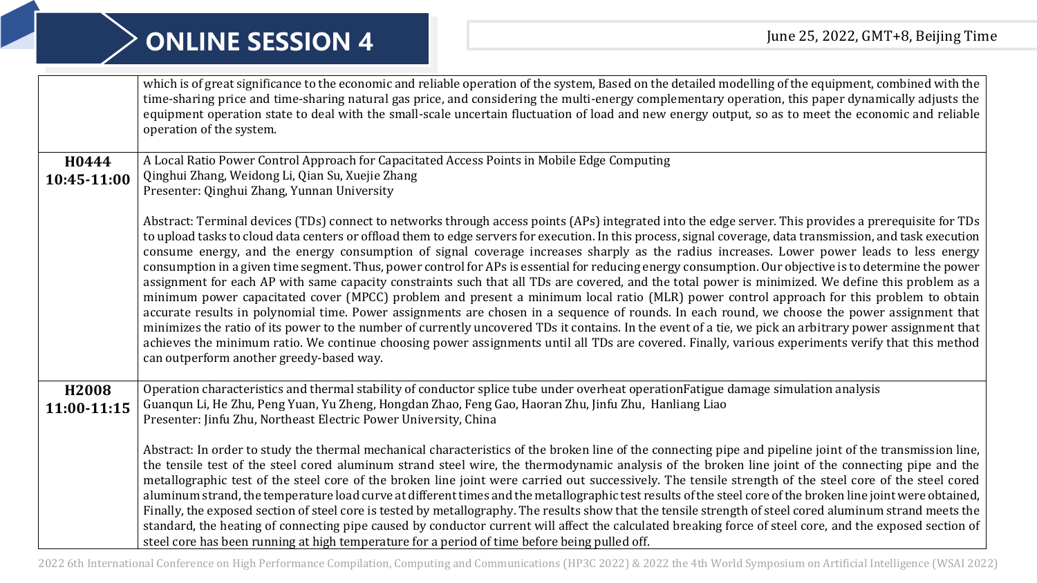# ONLINE SESSION 4

June 25, 2022, GMT+8, Beijing Time

| | |
|---|---|
| | which is of great significance to the economic and reliable operation of the system, Based on the detailed modelling of the equipment, combined with the time-sharing price and time-sharing natural gas price, and considering the multi-energy complementary operation, this paper dynamically adjusts the equipment operation state to deal with the small-scale uncertain fluctuation of load and new energy output, so as to meet the economic and reliable operation of the system. |
| **H0444** **10:45-11:00** | A Local Ratio Power Control Approach for Capacitated Access Points in Mobile Edge Computing<br>Qinghui Zhang, Weidong Li, Qian Su, Xuejie Zhang<br>Presenter: Qinghui Zhang, Yunnan University<br><br>Abstract: Terminal devices (TDs) connect to networks through access points (APs) integrated into the edge server. This provides a prerequisite for TDs to upload tasks to cloud data centers or offload them to edge servers for execution. In this process, signal coverage, data transmission, and task execution consume energy, and the energy consumption of signal coverage increases sharply as the radius increases. Lower power leads to less energy consumption in a given time segment. Thus, power control for APs is essential for reducing energy consumption. Our objective is to determine the power assignment for each AP with same capacity constraints such that all TDs are covered, and the total power is minimized. We define this problem as a minimum power capacitated cover (MPCC) problem and present a minimum local ratio (MLR) power control approach for this problem to obtain accurate results in polynomial time. Power assignments are chosen in a sequence of rounds. In each round, we choose the power assignment that minimizes the ratio of its power to the number of currently uncovered TDs it contains. In the event of a tie, we pick an arbitrary power assignment that achieves the minimum ratio. We continue choosing power assignments until all TDs are covered. Finally, various experiments verify that this method can outperform another greedy-based way. |
| **H2008** **11:00-11:15** | Operation characteristics and thermal stability of conductor splice tube under overheat operationFatigue damage simulation analysis<br>Guanqun Li, He Zhu, Peng Yuan, Yu Zheng, Hongdan Zhao, Feng Gao, Haoran Zhu, Jinfu Zhu, Hanliang Liao<br>Presenter: Jinfu Zhu, Northeast Electric Power University, China<br><br>Abstract: In order to study the thermal mechanical characteristics of the broken line of the connecting pipe and pipeline joint of the transmission line, the tensile test of the steel cored aluminum strand steel wire, the thermodynamic analysis of the broken line joint of the connecting pipe and the metallographic test of the steel core of the broken line joint were carried out successively. The tensile strength of the steel core of the steel cored aluminum strand, the temperature load curve at different times and the metallographic test results of the steel core of the broken line joint were obtained, Finally, the exposed section of steel core is tested by metallography. The results show that the tensile strength of steel cored aluminum strand meets the standard, the heating of connecting pipe caused by conductor current will affect the calculated breaking force of steel core, and the exposed section of steel core has been running at high temperature for a period of time before being pulled off. |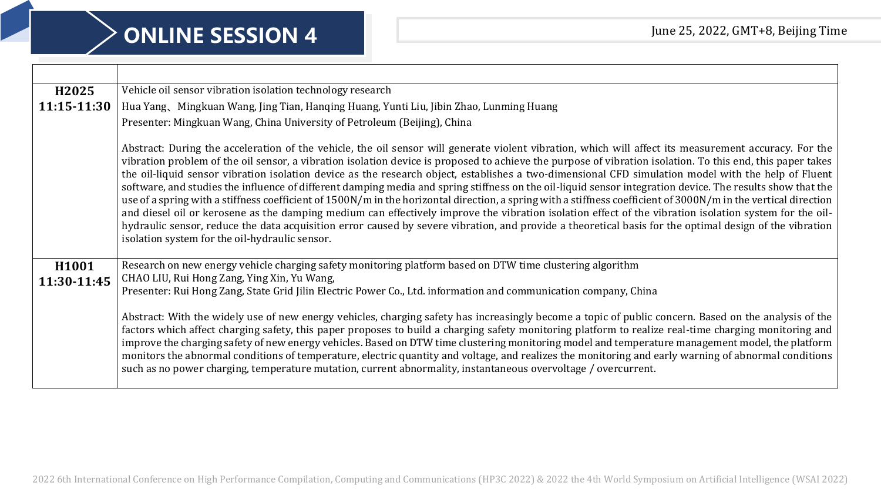# ONLINE SESSION 4

June 25, 2022, GMT+8, Beijing Time

| | |
|---|---|
| **H2025**<br>**11:15-11:30** | Vehicle oil sensor vibration isolation technology research<br>Hua Yang、Mingkuan Wang, Jing Tian, Hanqing Huang, Yunti Liu, Jibin Zhao, Lunming Huang<br>Presenter: Mingkuan Wang, China University of Petroleum (Beijing), China<br><br>Abstract: During the acceleration of the vehicle, the oil sensor will generate violent vibration, which will affect its measurement accuracy. For the vibration problem of the oil sensor, a vibration isolation device is proposed to achieve the purpose of vibration isolation. To this end, this paper takes the oil-liquid sensor vibration isolation device as the research object, establishes a two-dimensional CFD simulation model with the help of Fluent software, and studies the influence of different damping media and spring stiffness on the oil-liquid sensor integration device. The results show that the use of a spring with a stiffness coefficient of 1500N/m in the horizontal direction, a spring with a stiffness coefficient of 3000N/m in the vertical direction and diesel oil or kerosene as the damping medium can effectively improve the vibration isolation effect of the vibration isolation system for the oil-hydraulic sensor, reduce the data acquisition error caused by severe vibration, and provide a theoretical basis for the optimal design of the vibration isolation system for the oil-hydraulic sensor. |
| **H1001**<br>**11:30-11:45** | Research on new energy vehicle charging safety monitoring platform based on DTW time clustering algorithm<br>CHAO LIU, Rui Hong Zang, Ying Xin, Yu Wang,<br>Presenter: Rui Hong Zang, State Grid Jilin Electric Power Co., Ltd. information and communication company, China<br><br>Abstract: With the widely use of new energy vehicles, charging safety has increasingly become a topic of public concern. Based on the analysis of the factors which affect charging safety, this paper proposes to build a charging safety monitoring platform to realize real-time charging monitoring and improve the charging safety of new energy vehicles. Based on DTW time clustering monitoring model and temperature management model, the platform monitors the abnormal conditions of temperature, electric quantity and voltage, and realizes the monitoring and early warning of abnormal conditions such as no power charging, temperature mutation, current abnormality, instantaneous overvoltage / overcurrent. |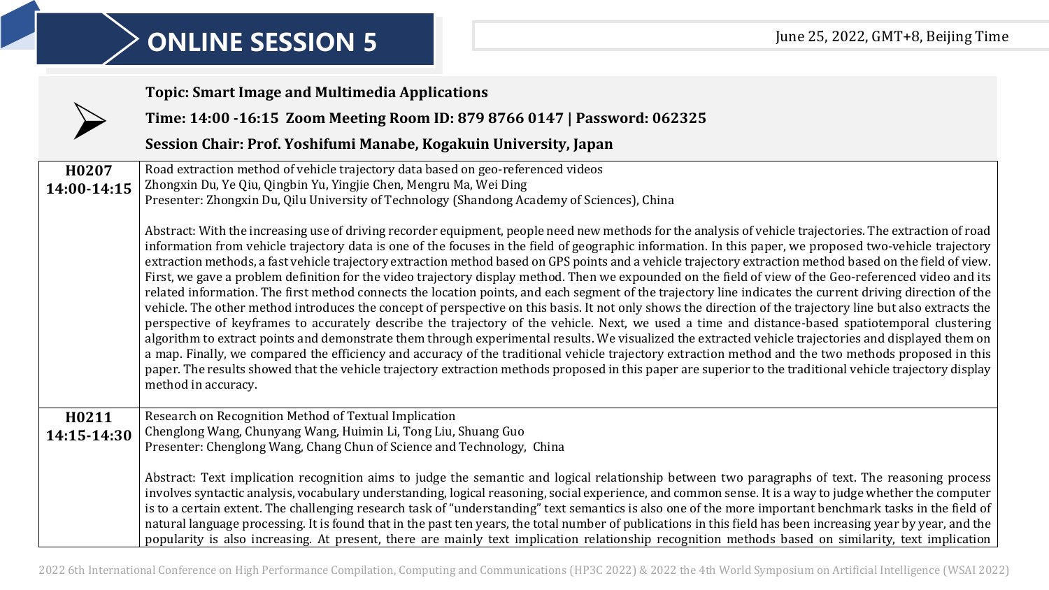# ONLINE SESSION 5

June 25, 2022, GMT+8, Beijing Time

**Topic: Smart Image and Multimedia Applications**

**Time: 14:00 -16:15 Zoom Meeting Room ID: 879 8766 0147 | Password: 062325**

**Session Chair: Prof. Yoshifumi Manabe, Kogakuin University, Japan**

| | |
|---|---|
| **H0207**<br>**14:00-14:15** | Road extraction method of vehicle trajectory data based on geo-referenced videos<br>Zhongxin Du, Ye Qiu, Qingbin Yu, Yingjie Chen, Mengru Ma, Wei Ding<br>Presenter: Zhongxin Du, Qilu University of Technology (Shandong Academy of Sciences), China<br><br>Abstract: With the increasing use of driving recorder equipment, people need new methods for the analysis of vehicle trajectories. The extraction of road information from vehicle trajectory data is one of the focuses in the field of geographic information. In this paper, we proposed two-vehicle trajectory extraction methods, a fast vehicle trajectory extraction method based on GPS points and a vehicle trajectory extraction method based on the field of view. First, we gave a problem definition for the video trajectory display method. Then we expounded on the field of view of the Geo-referenced video and its related information. The first method connects the location points, and each segment of the trajectory line indicates the current driving direction of the vehicle. The other method introduces the concept of perspective on this basis. It not only shows the direction of the trajectory line but also extracts the perspective of keyframes to accurately describe the trajectory of the vehicle. Next, we used a time and distance-based spatiotemporal clustering algorithm to extract points and demonstrate them through experimental results. We visualized the extracted vehicle trajectories and displayed them on a map. Finally, we compared the efficiency and accuracy of the traditional vehicle trajectory extraction method and the two methods proposed in this paper. The results showed that the vehicle trajectory extraction methods proposed in this paper are superior to the traditional vehicle trajectory display method in accuracy. |
| **H0211**<br>**14:15-14:30** | Research on Recognition Method of Textual Implication<br>Chenglong Wang, Chunyang Wang, Huimin Li, Tong Liu, Shuang Guo<br>Presenter: Chenglong Wang, Chang Chun of Science and Technology, China<br><br>Abstract: Text implication recognition aims to judge the semantic and logical relationship between two paragraphs of text. The reasoning process involves syntactic analysis, vocabulary understanding, logical reasoning, social experience, and common sense. It is a way to judge whether the computer is to a certain extent. The challenging research task of “understanding” text semantics is also one of the more important benchmark tasks in the field of natural language processing. It is found that in the past ten years, the total number of publications in this field has been increasing year by year, and the popularity is also increasing. At present, there are mainly text implication relationship recognition methods based on similarity, text implication |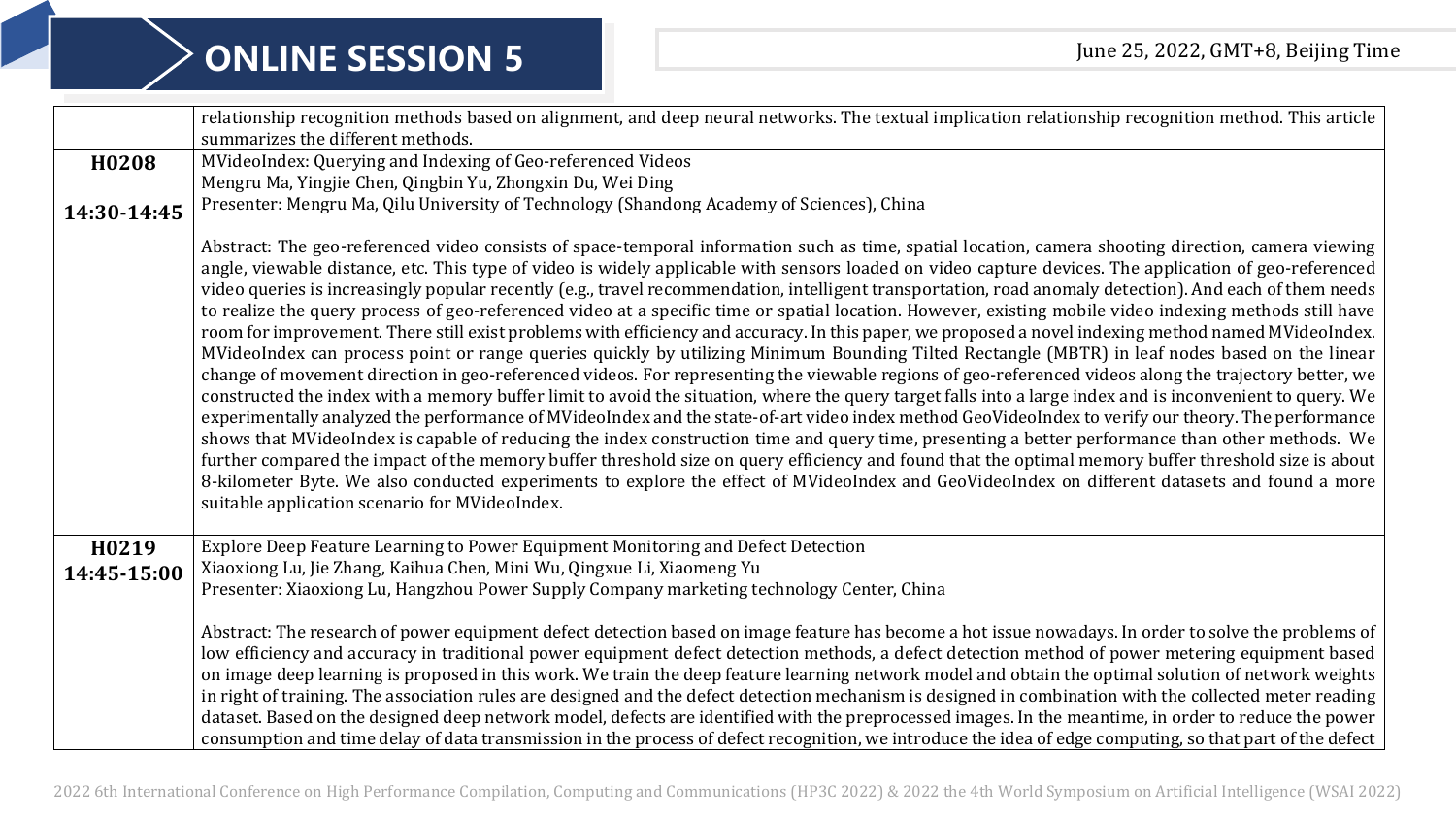# ONLINE SESSION 5

June 25, 2022, GMT+8, Beijing Time

| | |
|---|---|
| | relationship recognition methods based on alignment, and deep neural networks. The textual implication relationship recognition method. This article summarizes the different methods. |
| **H0208**<br><br>**14:30-14:45** | MVideoIndex: Querying and Indexing of Geo-referenced Videos<br>Mengru Ma, Yingjie Chen, Qingbin Yu, Zhongxin Du, Wei Ding<br>Presenter: Mengru Ma, Qilu University of Technology (Shandong Academy of Sciences), China<br><br>Abstract: The geo-referenced video consists of space-temporal information such as time, spatial location, camera shooting direction, camera viewing angle, viewable distance, etc. This type of video is widely applicable with sensors loaded on video capture devices. The application of geo-referenced video queries is increasingly popular recently (e.g., travel recommendation, intelligent transportation, road anomaly detection). And each of them needs to realize the query process of geo-referenced video at a specific time or spatial location. However, existing mobile video indexing methods still have room for improvement. There still exist problems with efficiency and accuracy. In this paper, we proposed a novel indexing method named MVideoIndex. MVideoIndex can process point or range queries quickly by utilizing Minimum Bounding Tilted Rectangle (MBTR) in leaf nodes based on the linear change of movement direction in geo-referenced videos. For representing the viewable regions of geo-referenced videos along the trajectory better, we constructed the index with a memory buffer limit to avoid the situation, where the query target falls into a large index and is inconvenient to query. We experimentally analyzed the performance of MVideoIndex and the state-of-art video index method GeoVideoIndex to verify our theory. The performance shows that MVideoIndex is capable of reducing the index construction time and query time, presenting a better performance than other methods. We further compared the impact of the memory buffer threshold size on query efficiency and found that the optimal memory buffer threshold size is about 8-kilometer Byte. We also conducted experiments to explore the effect of MVideoIndex and GeoVideoIndex on different datasets and found a more suitable application scenario for MVideoIndex. |
| **H0219**<br>**14:45-15:00** | Explore Deep Feature Learning to Power Equipment Monitoring and Defect Detection<br>Xiaoxiong Lu, Jie Zhang, Kaihua Chen, Mini Wu, Qingxue Li, Xiaomeng Yu<br>Presenter: Xiaoxiong Lu, Hangzhou Power Supply Company marketing technology Center, China<br><br>Abstract: The research of power equipment defect detection based on image feature has become a hot issue nowadays. In order to solve the problems of low efficiency and accuracy in traditional power equipment defect detection methods, a defect detection method of power metering equipment based on image deep learning is proposed in this work. We train the deep feature learning network model and obtain the optimal solution of network weights in right of training. The association rules are designed and the defect detection mechanism is designed in combination with the collected meter reading dataset. Based on the designed deep network model, defects are identified with the preprocessed images. In the meantime, in order to reduce the power consumption and time delay of data transmission in the process of defect recognition, we introduce the idea of edge computing, so that part of the defect |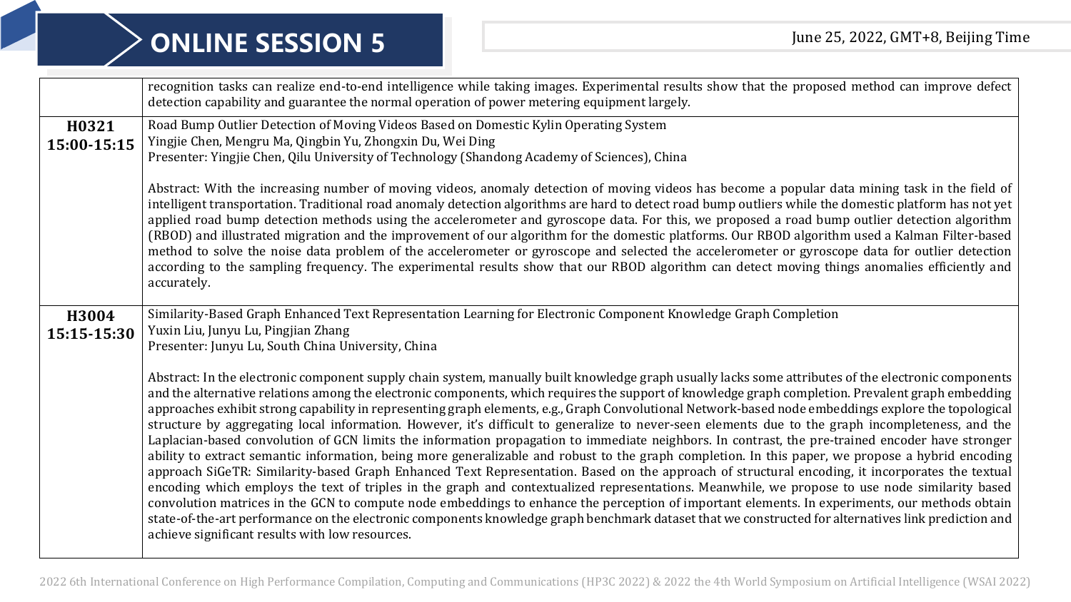# ONLINE SESSION 5

June 25, 2022, GMT+8, Beijing Time

| | |
|---|---|
| | recognition tasks can realize end-to-end intelligence while taking images. Experimental results show that the proposed method can improve defect detection capability and guarantee the normal operation of power metering equipment largely. |
| **H0321**<br>**15:00-15:15** | Road Bump Outlier Detection of Moving Videos Based on Domestic Kylin Operating System<br>Yingjie Chen, Mengru Ma, Qingbin Yu, Zhongxin Du, Wei Ding<br>Presenter: Yingjie Chen, Qilu University of Technology (Shandong Academy of Sciences), China<br><br>Abstract: With the increasing number of moving videos, anomaly detection of moving videos has become a popular data mining task in the field of intelligent transportation. Traditional road anomaly detection algorithms are hard to detect road bump outliers while the domestic platform has not yet applied road bump detection methods using the accelerometer and gyroscope data. For this, we proposed a road bump outlier detection algorithm (RBOD) and illustrated migration and the improvement of our algorithm for the domestic platforms. Our RBOD algorithm used a Kalman Filter-based method to solve the noise data problem of the accelerometer or gyroscope and selected the accelerometer or gyroscope data for outlier detection according to the sampling frequency. The experimental results show that our RBOD algorithm can detect moving things anomalies efficiently and accurately. |
| **H3004**<br>**15:15-15:30** | Similarity-Based Graph Enhanced Text Representation Learning for Electronic Component Knowledge Graph Completion<br>Yuxin Liu, Junyu Lu, Pingjian Zhang<br>Presenter: Junyu Lu, South China University, China<br><br>Abstract: In the electronic component supply chain system, manually built knowledge graph usually lacks some attributes of the electronic components and the alternative relations among the electronic components, which requires the support of knowledge graph completion. Prevalent graph embedding approaches exhibit strong capability in representing graph elements, e.g., Graph Convolutional Network-based node embeddings explore the topological structure by aggregating local information. However, it's difficult to generalize to never-seen elements due to the graph incompleteness, and the Laplacian-based convolution of GCN limits the information propagation to immediate neighbors. In contrast, the pre-trained encoder have stronger ability to extract semantic information, being more generalizable and robust to the graph completion. In this paper, we propose a hybrid encoding approach SiGeTR: Similarity-based Graph Enhanced Text Representation. Based on the approach of structural encoding, it incorporates the textual encoding which employs the text of triples in the graph and contextualized representations. Meanwhile, we propose to use node similarity based convolution matrices in the GCN to compute node embeddings to enhance the perception of important elements. In experiments, our methods obtain state-of-the-art performance on the electronic components knowledge graph benchmark dataset that we constructed for alternatives link prediction and achieve significant results with low resources. |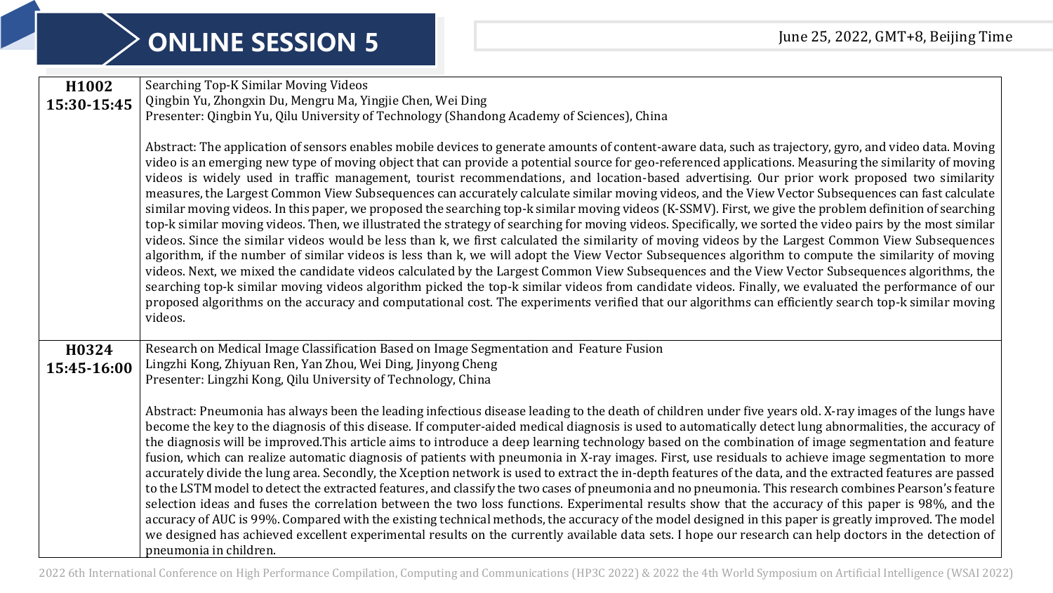# ONLINE SESSION 5

June 25, 2022, GMT+8, Beijing Time

| | |
|---|---|
| **H1002**<br>**15:30-15:45** | Searching Top-K Similar Moving Videos<br>Qingbin Yu, Zhongxin Du, Mengru Ma, Yingjie Chen, Wei Ding<br>Presenter: Qingbin Yu, Qilu University of Technology (Shandong Academy of Sciences), China<br><br>Abstract: The application of sensors enables mobile devices to generate amounts of content-aware data, such as trajectory, gyro, and video data. Moving video is an emerging new type of moving object that can provide a potential source for geo-referenced applications. Measuring the similarity of moving videos is widely used in traffic management, tourist recommendations, and location-based advertising. Our prior work proposed two similarity measures, the Largest Common View Subsequences can accurately calculate similar moving videos, and the View Vector Subsequences can fast calculate similar moving videos. In this paper, we proposed the searching top-k similar moving videos (K-SSMV). First, we give the problem definition of searching top-k similar moving videos. Then, we illustrated the strategy of searching for moving videos. Specifically, we sorted the video pairs by the most similar videos. Since the similar videos would be less than k, we first calculated the similarity of moving videos by the Largest Common View Subsequences algorithm, if the number of similar videos is less than k, we will adopt the View Vector Subsequences algorithm to compute the similarity of moving videos. Next, we mixed the candidate videos calculated by the Largest Common View Subsequences and the View Vector Subsequences algorithms, the searching top-k similar moving videos algorithm picked the top-k similar videos from candidate videos. Finally, we evaluated the performance of our proposed algorithms on the accuracy and computational cost. The experiments verified that our algorithms can efficiently search top-k similar moving videos. |
| **H0324**<br>**15:45-16:00** | Research on Medical Image Classification Based on Image Segmentation and Feature Fusion<br>Lingzhi Kong, Zhiyuan Ren, Yan Zhou, Wei Ding, Jinyong Cheng<br>Presenter: Lingzhi Kong, Qilu University of Technology, China<br><br>Abstract: Pneumonia has always been the leading infectious disease leading to the death of children under five years old. X-ray images of the lungs have become the key to the diagnosis of this disease. If computer-aided medical diagnosis is used to automatically detect lung abnormalities, the accuracy of the diagnosis will be improved.This article aims to introduce a deep learning technology based on the combination of image segmentation and feature fusion, which can realize automatic diagnosis of patients with pneumonia in X-ray images. First, use residuals to achieve image segmentation to more accurately divide the lung area. Secondly, the Xception network is used to extract the in-depth features of the data, and the extracted features are passed to the LSTM model to detect the extracted features, and classify the two cases of pneumonia and no pneumonia. This research combines Pearson's feature selection ideas and fuses the correlation between the two loss functions. Experimental results show that the accuracy of this paper is 98%, and the accuracy of AUC is 99%. Compared with the existing technical methods, the accuracy of the model designed in this paper is greatly improved. The model we designed has achieved excellent experimental results on the currently available data sets. I hope our research can help doctors in the detection of pneumonia in children. |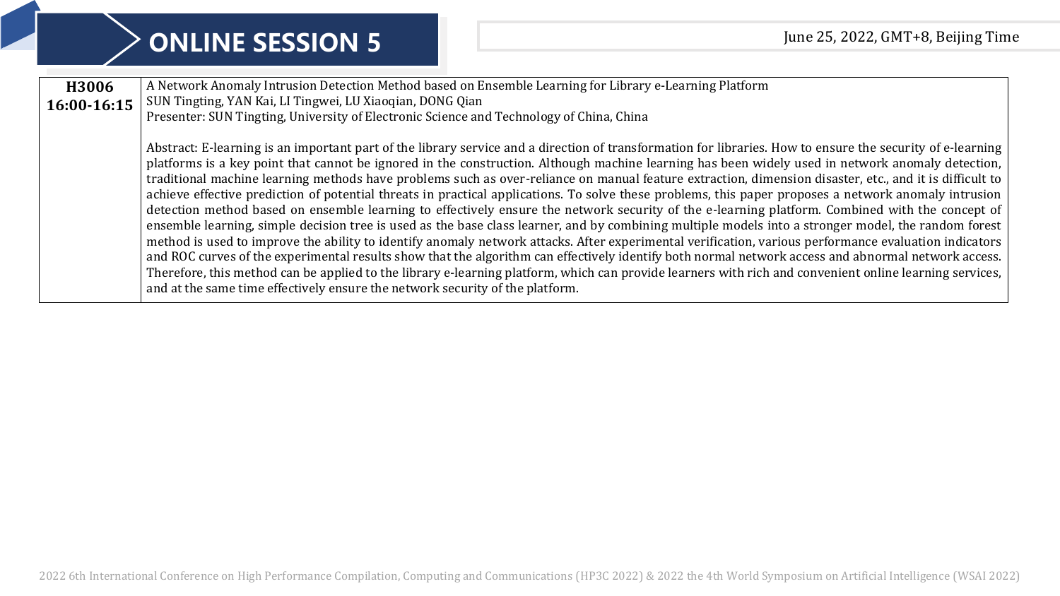# ONLINE SESSION 5

June 25, 2022, GMT+8, Beijing Time

| | |
|---|---|
| **H3006**<br>**16:00-16:15** | A Network Anomaly Intrusion Detection Method based on Ensemble Learning for Library e-Learning Platform<br>SUN Tingting, YAN Kai, LI Tingwei, LU Xiaoqian, DONG Qian<br>Presenter: SUN Tingting, University of Electronic Science and Technology of China, China<br><br>Abstract: E-learning is an important part of the library service and a direction of transformation for libraries. How to ensure the security of e-learning platforms is a key point that cannot be ignored in the construction. Although machine learning has been widely used in network anomaly detection, traditional machine learning methods have problems such as over-reliance on manual feature extraction, dimension disaster, etc., and it is difficult to achieve effective prediction of potential threats in practical applications. To solve these problems, this paper proposes a network anomaly intrusion detection method based on ensemble learning to effectively ensure the network security of the e-learning platform. Combined with the concept of ensemble learning, simple decision tree is used as the base class learner, and by combining multiple models into a stronger model, the random forest method is used to improve the ability to identify anomaly network attacks. After experimental verification, various performance evaluation indicators and ROC curves of the experimental results show that the algorithm can effectively identify both normal network access and abnormal network access. Therefore, this method can be applied to the library e-learning platform, which can provide learners with rich and convenient online learning services, and at the same time effectively ensure the network security of the platform. |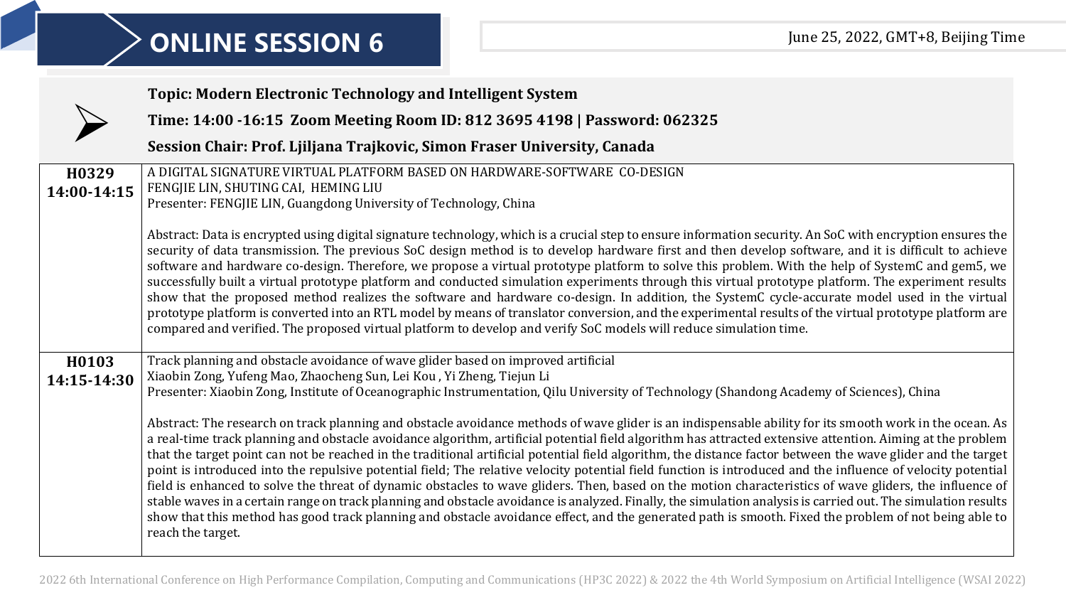# ONLINE SESSION 6

June 25, 2022, GMT+8, Beijing Time

**Topic: Modern Electronic Technology and Intelligent System**

**Time: 14:00 -16:15 Zoom Meeting Room ID: 812 3695 4198 | Password: 062325**

**Session Chair: Prof. Ljiljana Trajkovic, Simon Fraser University, Canada**

| | |
|---|---|
| **H0329** **14:00-14:15** | A DIGITAL SIGNATURE VIRTUAL PLATFORM BASED ON HARDWARE-SOFTWARE CO-DESIGN<br>FENGJIE LIN, SHUTING CAI, HEMING LIU<br>Presenter: FENGJIE LIN, Guangdong University of Technology, China<br><br>Abstract: Data is encrypted using digital signature technology, which is a crucial step to ensure information security. An SoC with encryption ensures the security of data transmission. The previous SoC design method is to develop hardware first and then develop software, and it is difficult to achieve software and hardware co-design. Therefore, we propose a virtual prototype platform to solve this problem. With the help of SystemC and gem5, we successfully built a virtual prototype platform and conducted simulation experiments through this virtual prototype platform. The experiment results show that the proposed method realizes the software and hardware co-design. In addition, the SystemC cycle-accurate model used in the virtual prototype platform is converted into an RTL model by means of translator conversion, and the experimental results of the virtual prototype platform are compared and verified. The proposed virtual platform to develop and verify SoC models will reduce simulation time. |
| **H0103** **14:15-14:30** | Track planning and obstacle avoidance of wave glider based on improved artificial<br>Xiaobin Zong, Yufeng Mao, Zhaocheng Sun, Lei Kou , Yi Zheng, Tiejun Li<br>Presenter: Xiaobin Zong, Institute of Oceanographic Instrumentation, Qilu University of Technology (Shandong Academy of Sciences), China<br><br>Abstract: The research on track planning and obstacle avoidance methods of wave glider is an indispensable ability for its smooth work in the ocean. As a real-time track planning and obstacle avoidance algorithm, artificial potential field algorithm has attracted extensive attention. Aiming at the problem that the target point can not be reached in the traditional artificial potential field algorithm, the distance factor between the wave glider and the target point is introduced into the repulsive potential field; The relative velocity potential field function is introduced and the influence of velocity potential field is enhanced to solve the threat of dynamic obstacles to wave gliders. Then, based on the motion characteristics of wave gliders, the influence of stable waves in a certain range on track planning and obstacle avoidance is analyzed. Finally, the simulation analysis is carried out. The simulation results show that this method has good track planning and obstacle avoidance effect, and the generated path is smooth. Fixed the problem of not being able to reach the target. |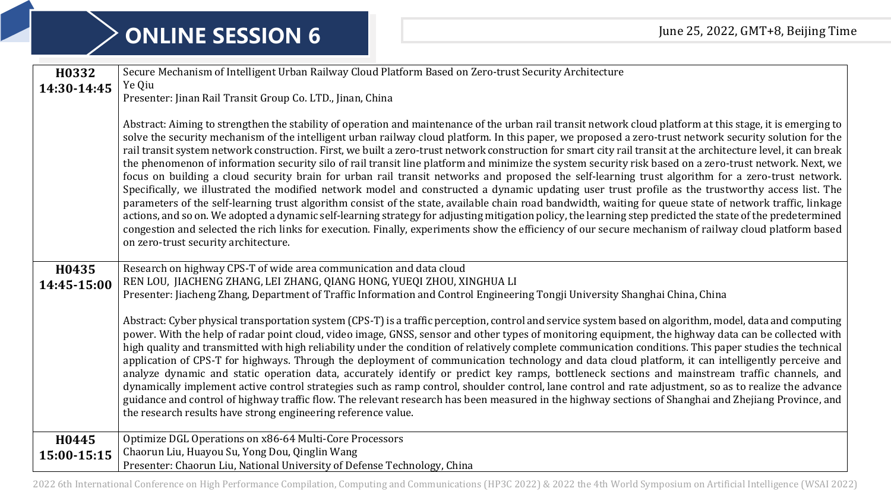# ONLINE SESSION 6

June 25, 2022, GMT+8, Beijing Time

| | |
|---|---|
| **H0332**<br>**14:30-14:45** | Secure Mechanism of Intelligent Urban Railway Cloud Platform Based on Zero-trust Security Architecture<br>Ye Qiu<br>Presenter: Jinan Rail Transit Group Co. LTD., Jinan, China<br><br>Abstract: Aiming to strengthen the stability of operation and maintenance of the urban rail transit network cloud platform at this stage, it is emerging to solve the security mechanism of the intelligent urban railway cloud platform. In this paper, we proposed a zero-trust network security solution for the rail transit system network construction. First, we built a zero-trust network construction for smart city rail transit at the architecture level, it can break the phenomenon of information security silo of rail transit line platform and minimize the system security risk based on a zero-trust network. Next, we focus on building a cloud security brain for urban rail transit networks and proposed the self-learning trust algorithm for a zero-trust network. Specifically, we illustrated the modified network model and constructed a dynamic updating user trust profile as the trustworthy access list. The parameters of the self-learning trust algorithm consist of the state, available chain road bandwidth, waiting for queue state of network traffic, linkage actions, and so on. We adopted a dynamic self-learning strategy for adjusting mitigation policy, the learning step predicted the state of the predetermined congestion and selected the rich links for execution. Finally, experiments show the efficiency of our secure mechanism of railway cloud platform based on zero-trust security architecture. |
| **H0435**<br>**14:45-15:00** | Research on highway CPS-T of wide area communication and data cloud<br>REN LOU, JIACHENG ZHANG, LEI ZHANG, QIANG HONG, YUEQI ZHOU, XINGHUA LI<br>Presenter: Jiacheng Zhang, Department of Traffic Information and Control Engineering Tongji University Shanghai China, China<br><br>Abstract: Cyber physical transportation system (CPS-T) is a traffic perception, control and service system based on algorithm, model, data and computing power. With the help of radar point cloud, video image, GNSS, sensor and other types of monitoring equipment, the highway data can be collected with high quality and transmitted with high reliability under the condition of relatively complete communication conditions. This paper studies the technical application of CPS-T for highways. Through the deployment of communication technology and data cloud platform, it can intelligently perceive and analyze dynamic and static operation data, accurately identify or predict key ramps, bottleneck sections and mainstream traffic channels, and dynamically implement active control strategies such as ramp control, shoulder control, lane control and rate adjustment, so as to realize the advance guidance and control of highway traffic flow. The relevant research has been measured in the highway sections of Shanghai and Zhejiang Province, and the research results have strong engineering reference value. |
| **H0445**<br>**15:00-15:15** | Optimize DGL Operations on x86-64 Multi-Core Processors<br>Chaorun Liu, Huayou Su, Yong Dou, Qinglin Wang<br>Presenter: Chaorun Liu, National University of Defense Technology, China |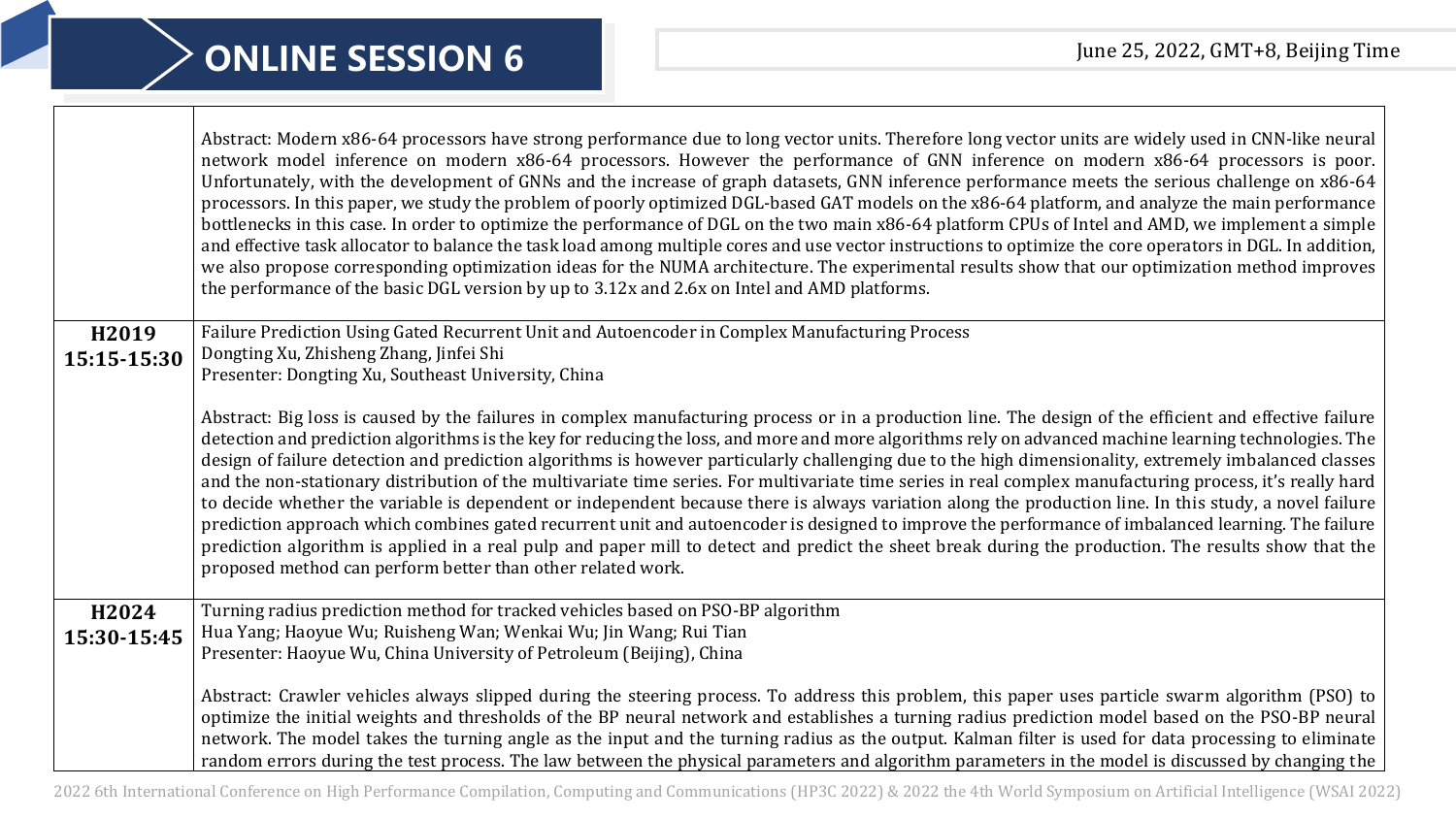# ONLINE SESSION 6

June 25, 2022, GMT+8, Beijing Time

| | |
|---|---|
| | Abstract: Modern x86-64 processors have strong performance due to long vector units. Therefore long vector units are widely used in CNN-like neural network model inference on modern x86-64 processors. However the performance of GNN inference on modern x86-64 processors is poor. Unfortunately, with the development of GNNs and the increase of graph datasets, GNN inference performance meets the serious challenge on x86-64 processors. In this paper, we study the problem of poorly optimized DGL-based GAT models on the x86-64 platform, and analyze the main performance bottlenecks in this case. In order to optimize the performance of DGL on the two main x86-64 platform CPUs of Intel and AMD, we implement a simple and effective task allocator to balance the task load among multiple cores and use vector instructions to optimize the core operators in DGL. In addition, we also propose corresponding optimization ideas for the NUMA architecture. The experimental results show that our optimization method improves the performance of the basic DGL version by up to 3.12x and 2.6x on Intel and AMD platforms. |
| **H2019**<br>**15:15-15:30** | Failure Prediction Using Gated Recurrent Unit and Autoencoder in Complex Manufacturing Process<br>Dongting Xu, Zhisheng Zhang, Jinfei Shi<br>Presenter: Dongting Xu, Southeast University, China<br><br>Abstract: Big loss is caused by the failures in complex manufacturing process or in a production line. The design of the efficient and effective failure detection and prediction algorithms is the key for reducing the loss, and more and more algorithms rely on advanced machine learning technologies. The design of failure detection and prediction algorithms is however particularly challenging due to the high dimensionality, extremely imbalanced classes and the non-stationary distribution of the multivariate time series. For multivariate time series in real complex manufacturing process, it's really hard to decide whether the variable is dependent or independent because there is always variation along the production line. In this study, a novel failure prediction approach which combines gated recurrent unit and autoencoder is designed to improve the performance of imbalanced learning. The failure prediction algorithm is applied in a real pulp and paper mill to detect and predict the sheet break during the production. The results show that the proposed method can perform better than other related work. |
| **H2024**<br>**15:30-15:45** | Turning radius prediction method for tracked vehicles based on PSO-BP algorithm<br>Hua Yang; Haoyue Wu; Ruisheng Wan; Wenkai Wu; Jin Wang; Rui Tian<br>Presenter: Haoyue Wu, China University of Petroleum (Beijing), China<br><br>Abstract: Crawler vehicles always slipped during the steering process. To address this problem, this paper uses particle swarm algorithm (PSO) to optimize the initial weights and thresholds of the BP neural network and establishes a turning radius prediction model based on the PSO-BP neural network. The model takes the turning angle as the input and the turning radius as the output. Kalman filter is used for data processing to eliminate random errors during the test process. The law between the physical parameters and algorithm parameters in the model is discussed by changing the |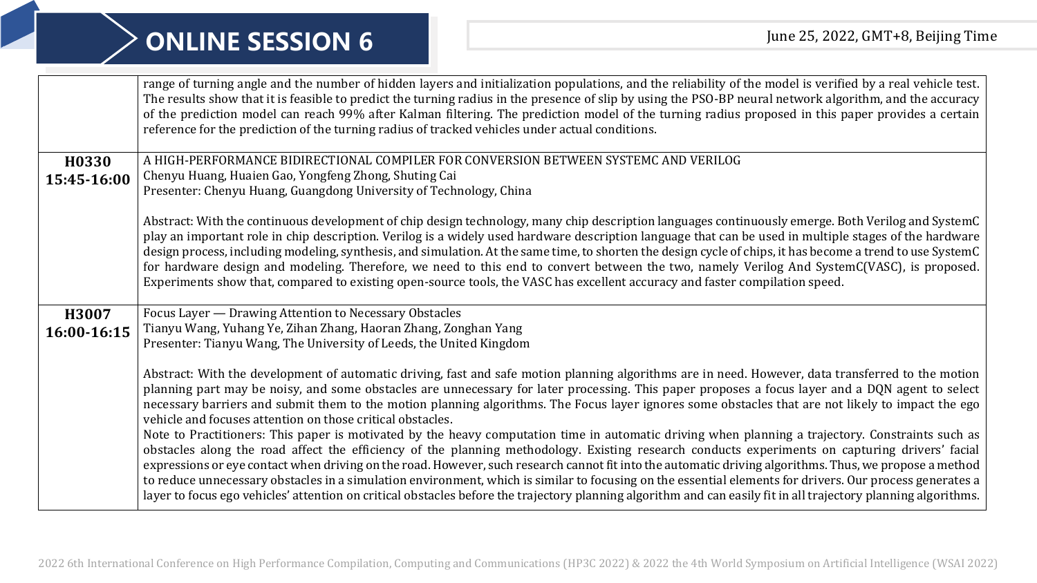# ONLINE SESSION 6

June 25, 2022, GMT+8, Beijing Time

| | |
|---|---|
| | range of turning angle and the number of hidden layers and initialization populations, and the reliability of the model is verified by a real vehicle test. The results show that it is feasible to predict the turning radius in the presence of slip by using the PSO-BP neural network algorithm, and the accuracy of the prediction model can reach 99% after Kalman filtering. The prediction model of the turning radius proposed in this paper provides a certain reference for the prediction of the turning radius of tracked vehicles under actual conditions. |
| **H0330**<br>**15:45-16:00** | A HIGH-PERFORMANCE BIDIRECTIONAL COMPILER FOR CONVERSION BETWEEN SYSTEMC AND VERILOG<br>Chenyu Huang, Huaien Gao, Yongfeng Zhong, Shuting Cai<br>Presenter: Chenyu Huang, Guangdong University of Technology, China<br><br>Abstract: With the continuous development of chip design technology, many chip description languages continuously emerge. Both Verilog and SystemC play an important role in chip description. Verilog is a widely used hardware description language that can be used in multiple stages of the hardware design process, including modeling, synthesis, and simulation. At the same time, to shorten the design cycle of chips, it has become a trend to use SystemC for hardware design and modeling. Therefore, we need to this end to convert between the two, namely Verilog And SystemC(VASC), is proposed. Experiments show that, compared to existing open-source tools, the VASC has excellent accuracy and faster compilation speed. |
| **H3007**<br>**16:00-16:15** | Focus Layer — Drawing Attention to Necessary Obstacles<br>Tianyu Wang, Yuhang Ye, Zihan Zhang, Haoran Zhang, Zonghan Yang<br>Presenter: Tianyu Wang, The University of Leeds, the United Kingdom<br><br>Abstract: With the development of automatic driving, fast and safe motion planning algorithms are in need. However, data transferred to the motion planning part may be noisy, and some obstacles are unnecessary for later processing. This paper proposes a focus layer and a DQN agent to select necessary barriers and submit them to the motion planning algorithms. The Focus layer ignores some obstacles that are not likely to impact the ego vehicle and focuses attention on those critical obstacles.<br>Note to Practitioners: This paper is motivated by the heavy computation time in automatic driving when planning a trajectory. Constraints such as obstacles along the road affect the efficiency of the planning methodology. Existing research conducts experiments on capturing drivers' facial expressions or eye contact when driving on the road. However, such research cannot fit into the automatic driving algorithms. Thus, we propose a method to reduce unnecessary obstacles in a simulation environment, which is similar to focusing on the essential elements for drivers. Our process generates a layer to focus ego vehicles' attention on critical obstacles before the trajectory planning algorithm and can easily fit in all trajectory planning algorithms. |